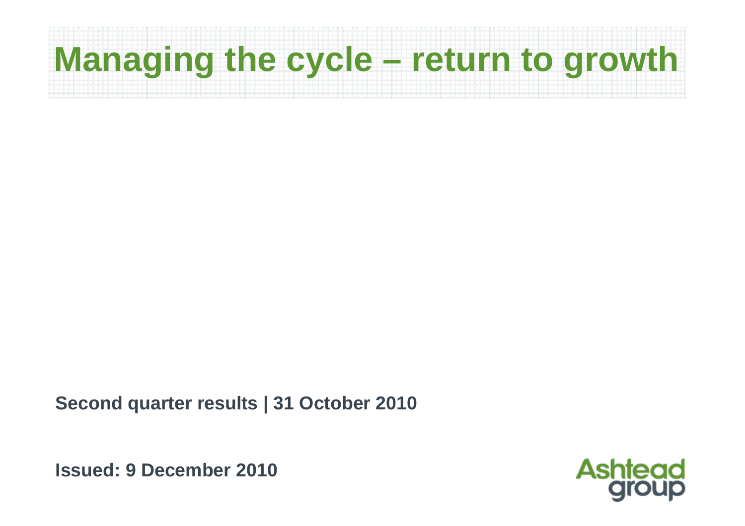# Managing the cycle – return to growth

**Second quarter results | 31 October 2010**

**Issued: 9 December 2010**

Ashtead group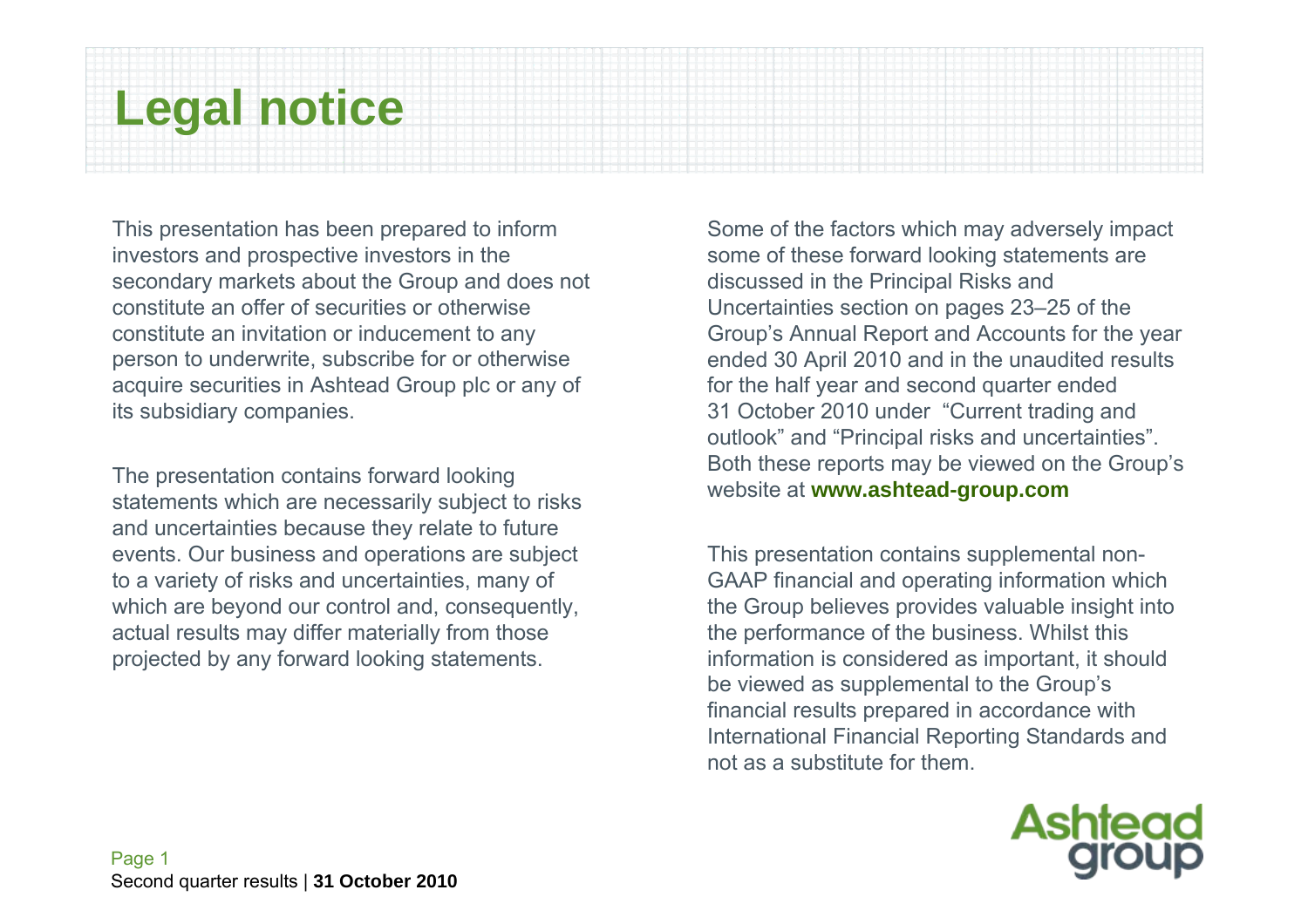# Legal notice

This presentation has been prepared to inform investors and prospective investors in the secondary markets about the Group and does not constitute an offer of securities or otherwise constitute an invitation or inducement to any person to underwrite, subscribe for or otherwise acquire securities in Ashtead Group plc or any of its subsidiary companies.

The presentation contains forward looking statements which are necessarily subject to risks and uncertainties because they relate to future events. Our business and operations are subject to a variety of risks and uncertainties, many of which are beyond our control and, consequently, actual results may differ materially from those projected by any forward looking statements.

Some of the factors which may adversely impact some of these forward looking statements are discussed in the Principal Risks and Uncertainties section on pages 23–25 of the Group's Annual Report and Accounts for the year ended 30 April 2010 and in the unaudited results for the half year and second quarter ended 31 October 2010 under "Current trading and outlook" and "Principal risks and uncertainties". Both these reports may be viewed on the Group's website at **www.ashtead-group.com**

This presentation contains supplemental non-GAAP financial and operating information which the Group believes provides valuable insight into the performance of the business. Whilst this information is considered as important, it should be viewed as supplemental to the Group's financial results prepared in accordance with International Financial Reporting Standards and not as a substitute for them.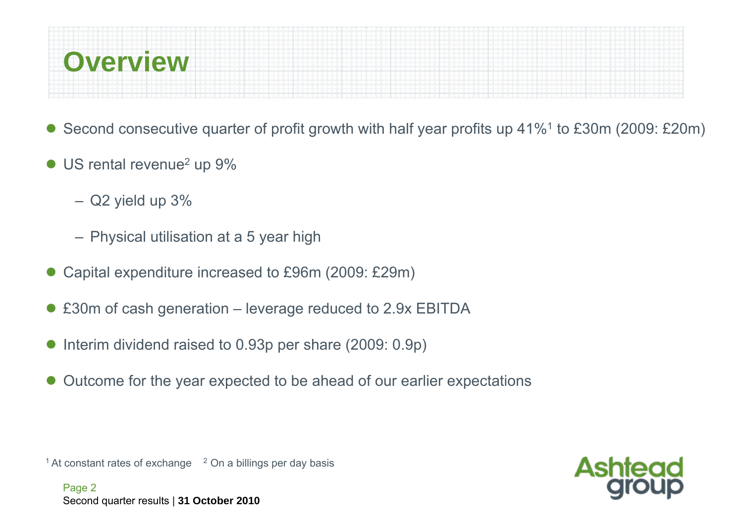# Overview

- Second consecutive quarter of profit growth with half year profits up 41%[1] to £30m (2009: £20m)
- US rental revenue[2] up 9%
  - Q2 yield up 3%
  - Physical utilisation at a 5 year high
- Capital expenditure increased to £96m (2009: £29m)
- £30m of cash generation – leverage reduced to 2.9x EBITDA
- Interim dividend raised to 0.93p per share (2009: 0.9p)
- Outcome for the year expected to be ahead of our earlier expectations

[1] At constant rates of exchange [2] On a billings per day basis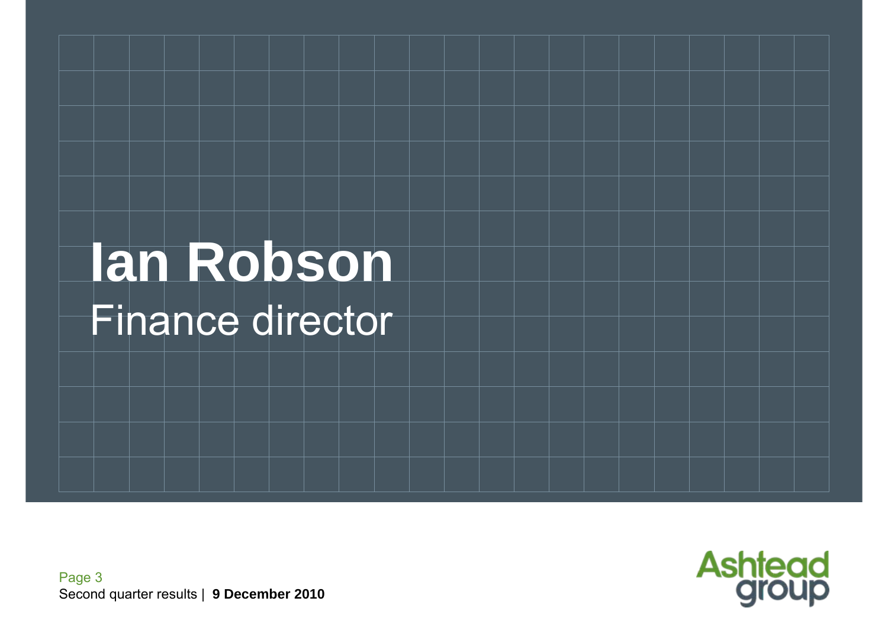# Ian Robson

Finance director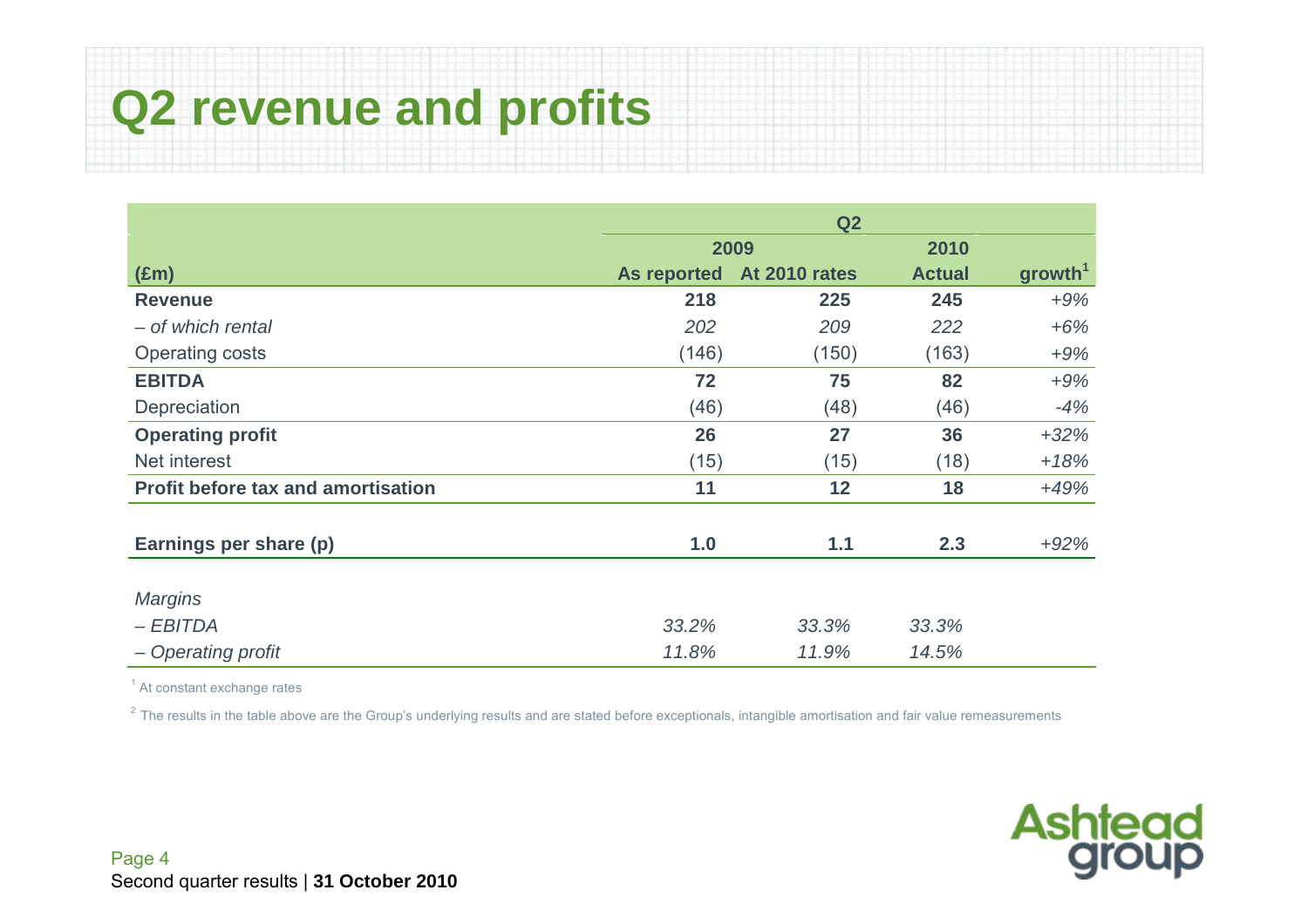# Q2 revenue and profits

| (£m) | Q2 2009 As reported | Q2 2009 At 2010 rates | Q2 2010 Actual | growth[1] |
|---|---|---|---|---|
| **Revenue** | **218** | **225** | **245** | *+9%* |
| *– of which rental* | *202* | *209* | *222* | *+6%* |
| Operating costs | (146) | (150) | (163) | *+9%* |
| **EBITDA** | **72** | **75** | **82** | *+9%* |
| Depreciation | (46) | (48) | (46) | *-4%* |
| **Operating profit** | **26** | **27** | **36** | *+32%* |
| Net interest | (15) | (15) | (18) | *+18%* |
| **Profit before tax and amortisation** | **11** | **12** | **18** | *+49%* |
| | | | | |
| **Earnings per share (p)** | **1.0** | **1.1** | **2.3** | *+92%* |
| | | | | |
| *Margins* | | | | |
| *– EBITDA* | *33.2%* | *33.3%* | *33.3%* | |
| *– Operating profit* | *11.8%* | *11.9%* | *14.5%* | |

[1] At constant exchange rates

[2] The results in the table above are the Group's underlying results and are stated before exceptionals, intangible amortisation and fair value remeasurements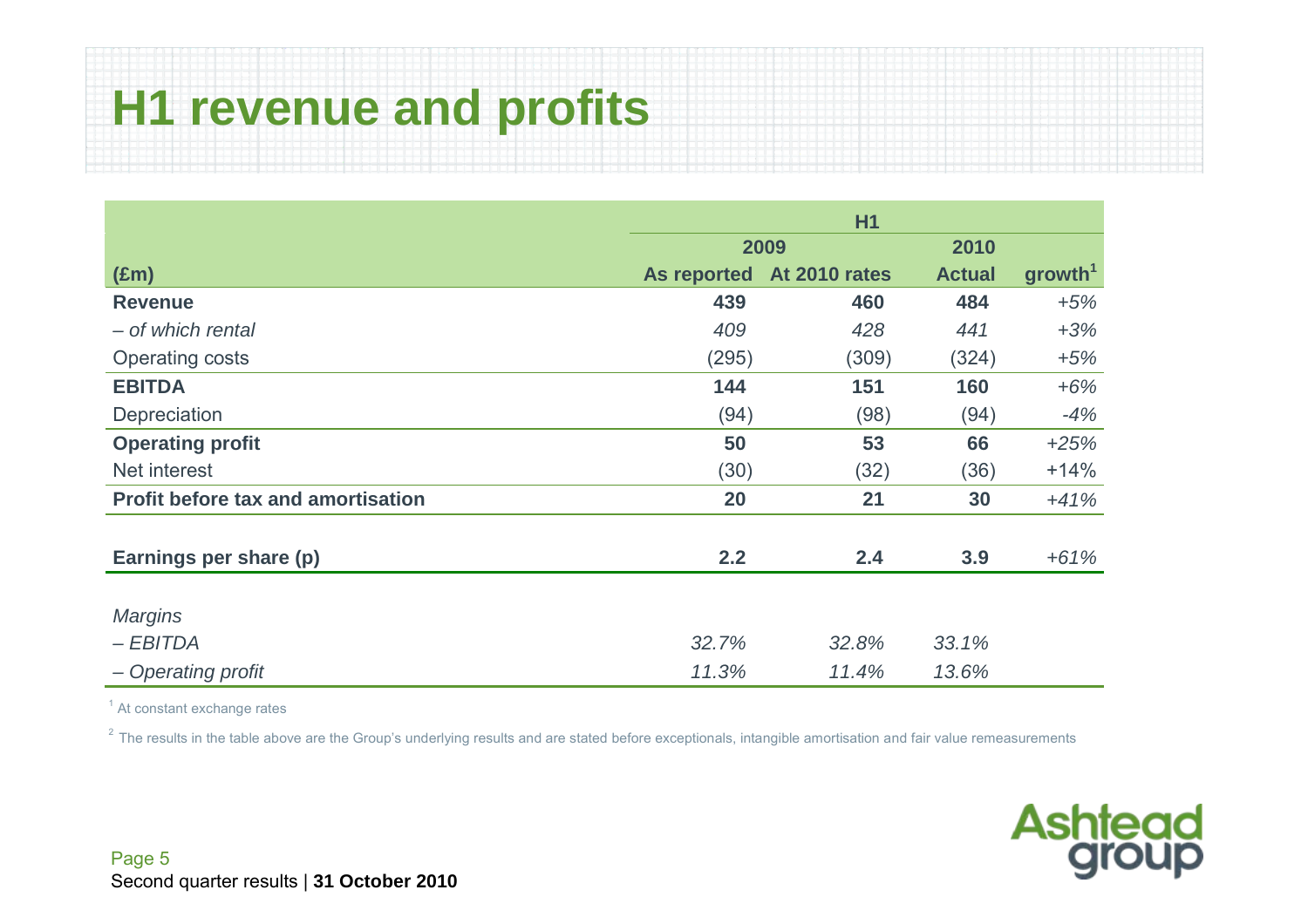# H1 revenue and profits

| (£m) | H1 2009 As reported | H1 2009 At 2010 rates | H1 2010 Actual | growth[1] |
|---|---|---|---|---|
| **Revenue** | **439** | **460** | **484** | *+5%* |
| *– of which rental* | *409* | *428* | *441* | *+3%* |
| Operating costs | (295) | (309) | (324) | *+5%* |
| **EBITDA** | **144** | **151** | **160** | *+6%* |
| Depreciation | (94) | (98) | (94) | *-4%* |
| **Operating profit** | **50** | **53** | **66** | *+25%* |
| Net interest | (30) | (32) | (36) | +14% |
| **Profit before tax and amortisation** | **20** | **21** | **30** | *+41%* |
| | | | | |
| **Earnings per share (p)** | **2.2** | **2.4** | **3.9** | *+61%* |
| | | | | |
| *Margins* | | | | |
| *– EBITDA* | *32.7%* | *32.8%* | *33.1%* | |
| *– Operating profit* | *11.3%* | *11.4%* | *13.6%* | |

[1] At constant exchange rates

[2] The results in the table above are the Group's underlying results and are stated before exceptionals, intangible amortisation and fair value remeasurements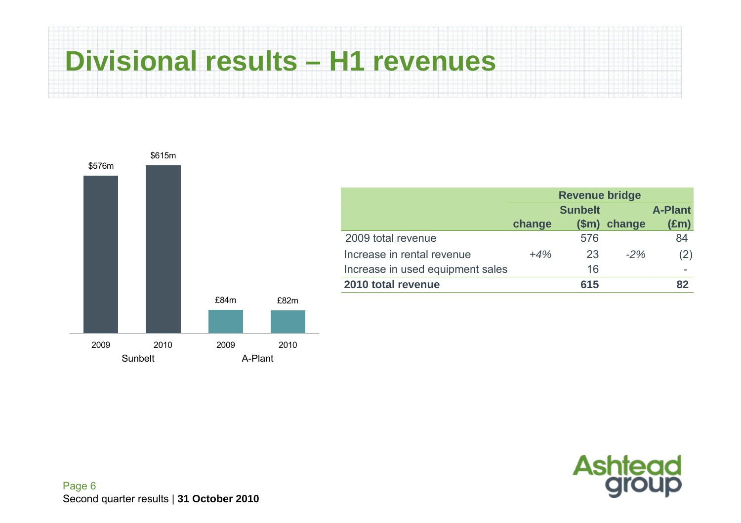# Divisional results – H1 revenues

| | Sunbelt | A-Plant |
|---|---|---|
| 2009 | $576m | £84m |
| 2010 | $615m | £82m |

| | Revenue bridge | | | |
|---|---|---|---|---|
| | change | Sunbelt ($m) | change | A-Plant (£m) |
| 2009 total revenue | | 576 | | 84 |
| Increase in rental revenue | *+4%* | 23 | *-2%* | (2) |
| Increase in used equipment sales | | 16 | | - |
| **2010 total revenue** | | **615** | | **82** |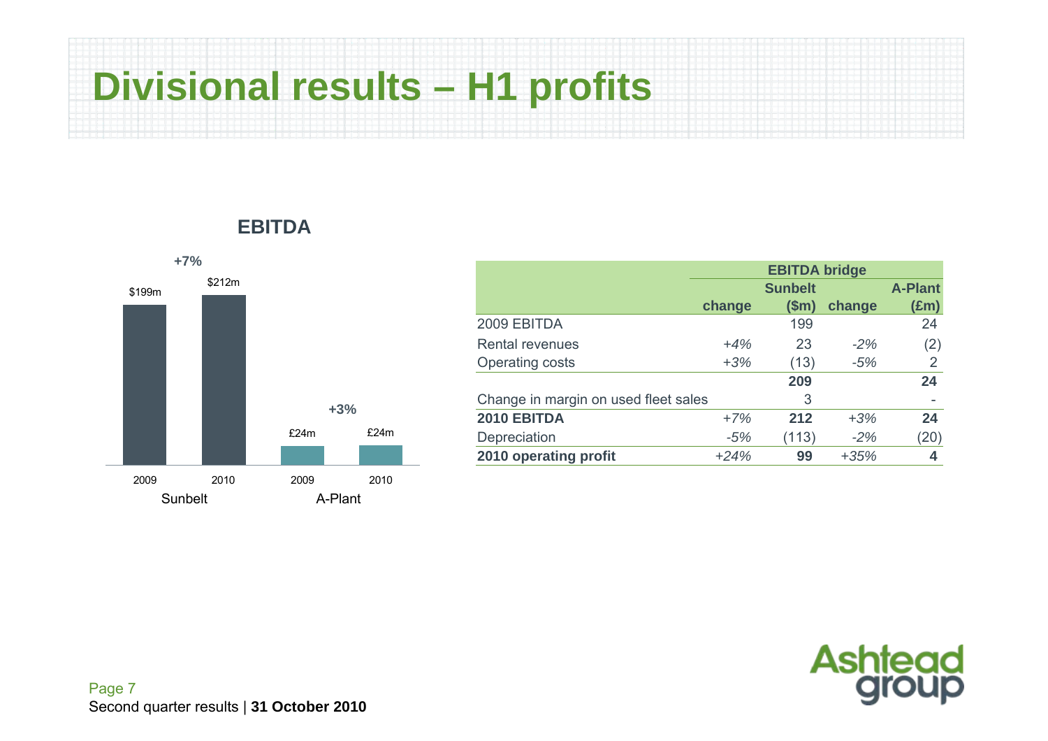# Divisional results – H1 profits

## EBITDA

| | Sunbelt 2009 | Sunbelt 2010 | A-Plant 2009 | A-Plant 2010 |
|---|---|---|---|---|
| EBITDA | $199m | $212m | £24m | £24m |
| Change | | +7% | | +3% |

| | EBITDA bridge | | | |
|---|---|---|---|---|
| | | Sunbelt | | A-Plant |
| | change | ($m) | change | (£m) |
| 2009 EBITDA | | 199 | | 24 |
| Rental revenues | *+4%* | 23 | *-2%* | (2) |
| Operating costs | *+3%* | (13) | *-5%* | 2 |
| | | **209** | | **24** |
| Change in margin on used fleet sales | | 3 | | - |
| **2010 EBITDA** | *+7%* | **212** | *+3%* | **24** |
| Depreciation | *-5%* | (113) | *-2%* | (20) |
| **2010 operating profit** | *+24%* | **99** | *+35%* | **4** |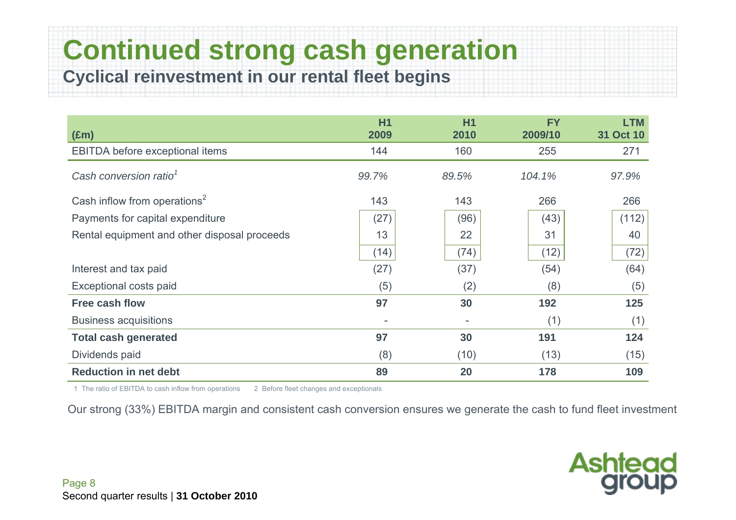# Continued strong cash generation

## Cyclical reinvestment in our rental fleet begins

| (£m) | H1 2009 | H1 2010 | FY 2009/10 | LTM 31 Oct 10 |
|---|---|---|---|---|
| EBITDA before exceptional items | 144 | 160 | 255 | 271 |
| *Cash conversion ratio[1]* | *99.7%* | *89.5%* | *104.1%* | *97.9%* |
| Cash inflow from operations[2] | 143 | 143 | 266 | 266 |
| Payments for capital expenditure | (27) | (96) | (43) | (112) |
| Rental equipment and other disposal proceeds | 13 | 22 | 31 | 40 |
| | (14) | (74) | (12) | (72) |
| Interest and tax paid | (27) | (37) | (54) | (64) |
| Exceptional costs paid | (5) | (2) | (8) | (5) |
| **Free cash flow** | **97** | **30** | **192** | **125** |
| Business acquisitions | - | - | (1) | (1) |
| **Total cash generated** | **97** | **30** | **191** | **124** |
| Dividends paid | (8) | (10) | (13) | (15) |
| **Reduction in net debt** | **89** | **20** | **178** | **109** |

1 The ratio of EBITDA to cash inflow from operations 2 Before fleet changes and exceptionals

Our strong (33%) EBITDA margin and consistent cash conversion ensures we generate the cash to fund fleet investment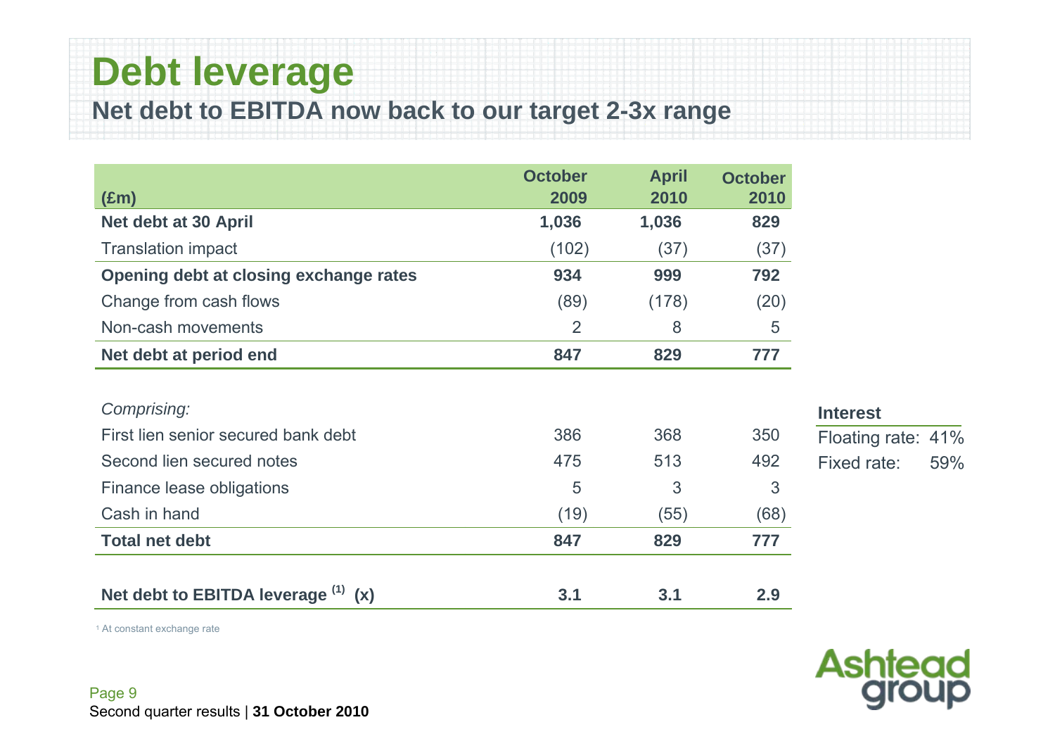# Debt leverage

## Net debt to EBITDA now back to our target 2-3x range

| (£m) | October 2009 | April 2010 | October 2010 |
|---|---|---|---|
| **Net debt at 30 April** | **1,036** | **1,036** | **829** |
| Translation impact | (102) | (37) | (37) |
| **Opening debt at closing exchange rates** | **934** | **999** | **792** |
| Change from cash flows | (89) | (178) | (20) |
| Non-cash movements | 2 | 8 | 5 |
| **Net debt at period end** | **847** | **829** | **777** |
| | | | |
| *Comprising:* | | | |
| First lien senior secured bank debt | 386 | 368 | 350 |
| Second lien secured notes | 475 | 513 | 492 |
| Finance lease obligations | 5 | 3 | 3 |
| Cash in hand | (19) | (55) | (68) |
| **Total net debt** | **847** | **829** | **777** |
| | | | |
| **Net debt to EBITDA leverage [1] (x)** | **3.1** | **3.1** | **2.9** |

| **Interest** | |
|---|---|
| Floating rate: | 41% |
| Fixed rate: | 59% |

[1] At constant exchange rate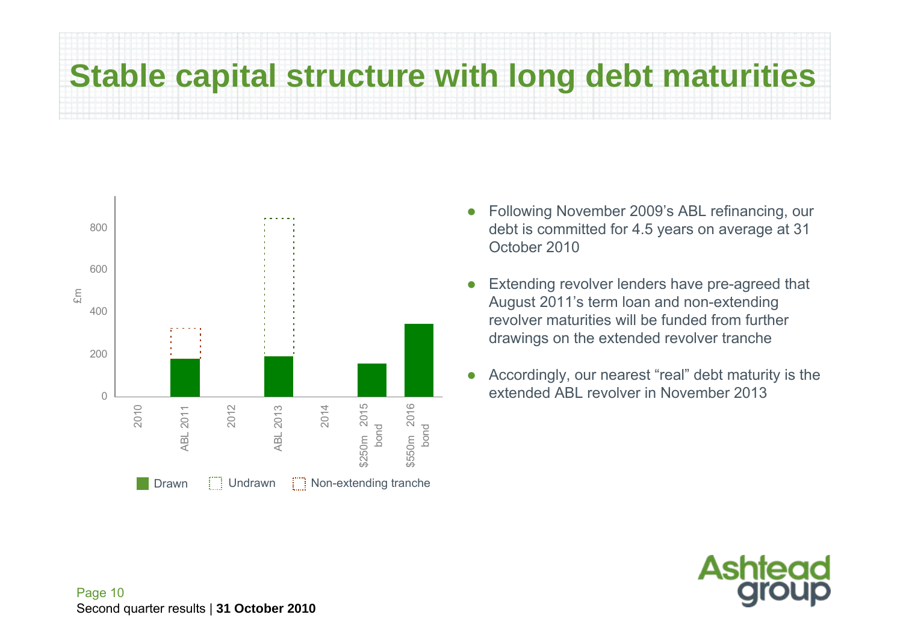# Stable capital structure with long debt maturities

- Following November 2009's ABL refinancing, our debt is committed for 4.5 years on average at 31 October 2010
- Extending revolver lenders have pre-agreed that August 2011's term loan and non-extending revolver maturities will be funded from further drawings on the extended revolver tranche
- Accordingly, our nearest "real" debt maturity is the extended ABL revolver in November 2013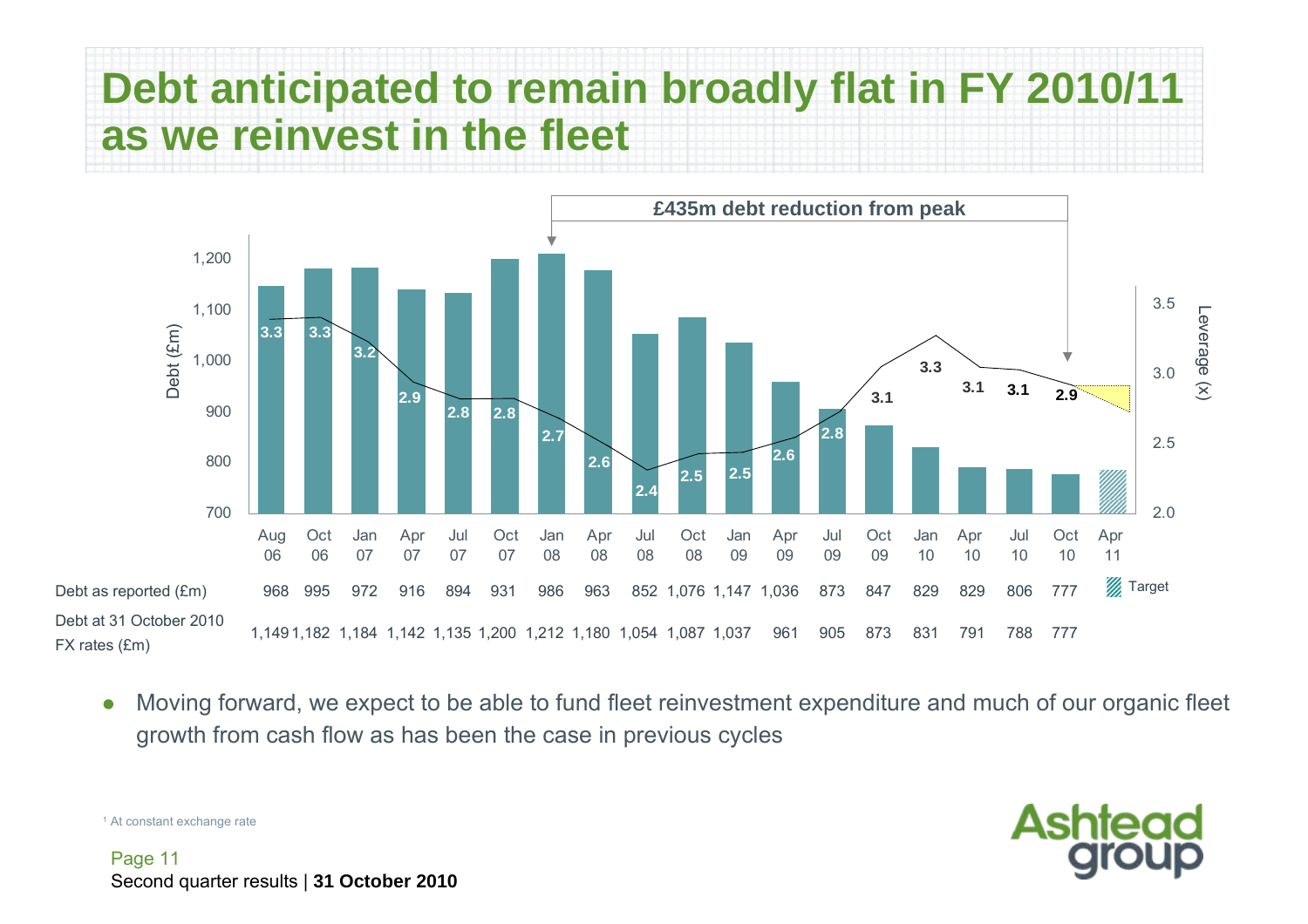# Debt anticipated to remain broadly flat in FY 2010/11 as we reinvest in the fleet

£435m debt reduction from peak

| | Aug 06 | Oct 06 | Jan 07 | Apr 07 | Jul 07 | Oct 07 | Jan 08 | Apr 08 | Jul 08 | Oct 08 | Jan 09 | Apr 09 | Jul 09 | Oct 09 | Jan 10 | Apr 10 | Jul 10 | Oct 10 | Apr 11 |
|---|---|---|---|---|---|---|---|---|---|---|---|---|---|---|---|---|---|---|---|
| Leverage (x) | 3.3 | 3.3 | 3.2 | 2.9 | 2.8 | 2.8 | 2.7 | 2.6 | 2.4 | 2.5 | 2.5 | 2.6 | 2.8 | 3.1 | 3.3 | 3.1 | 3.1 | 2.9 | |
| Debt as reported (£m) | 968 | 995 | 972 | 916 | 894 | 931 | 986 | 963 | 852 | 1,076 | 1,147 | 1,036 | 873 | 847 | 829 | 829 | 806 | 777 | Target |
| Debt at 31 October 2010 FX rates (£m) | 1,149 | 1,182 | 1,184 | 1,142 | 1,135 | 1,200 | 1,212 | 1,180 | 1,054 | 1,087 | 1,037 | 961 | 905 | 873 | 831 | 791 | 788 | 777 | |

- Moving forward, we expect to be able to fund fleet reinvestment expenditure and much of our organic fleet growth from cash flow as has been the case in previous cycles

[1] At constant exchange rate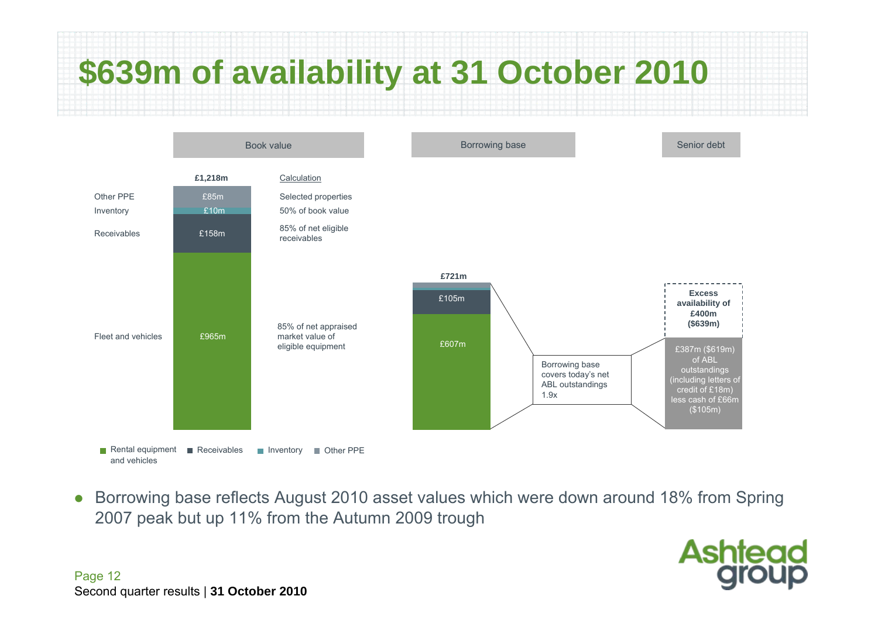# $639m of availability at 31 October 2010

| | Book value | Calculation | Borrowing base |
|---|---|---|---|
| **Total** | **£1,218m** | | **£721m** |
| Other PPE | £85m | Selected properties | |
| Inventory | £10m | 50% of book value | |
| Receivables | £158m | 85% of net eligible receivables | £105m |
| Fleet and vehicles | £965m | 85% of net appraised market value of eligible equipment | £607m |

Borrowing base covers today's net ABL outstandings 1.9x

**Senior debt**

- **Excess availability of £400m ($639m)**
- £387m ($619m) of ABL outstandings (including letters of credit of £18m) less cash of £66m ($105m)

Legend: Rental equipment and vehicles; Receivables; Inventory; Other PPE

- Borrowing base reflects August 2010 asset values which were down around 18% from Spring 2007 peak but up 11% from the Autumn 2009 trough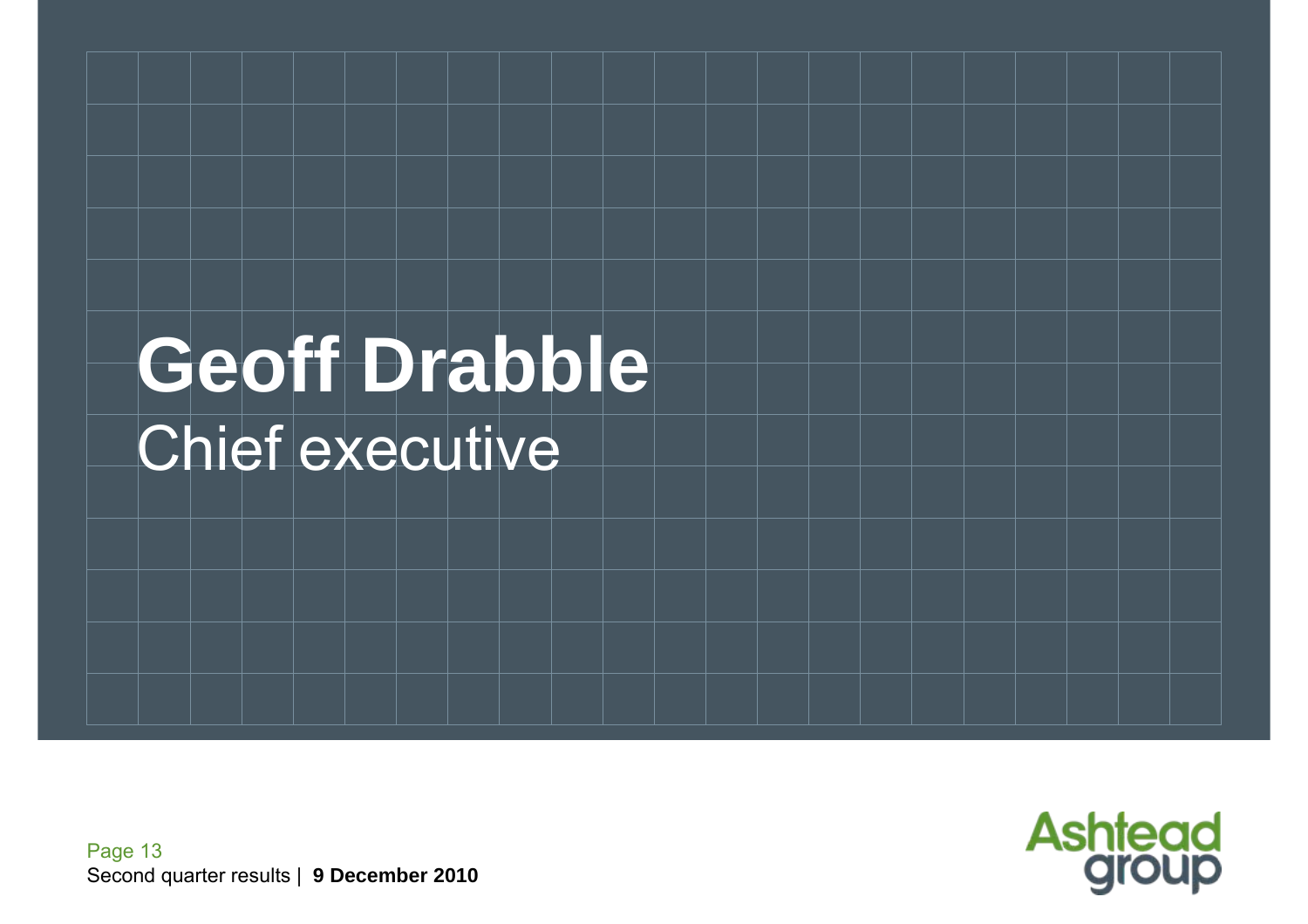# Geoff Drabble

Chief executive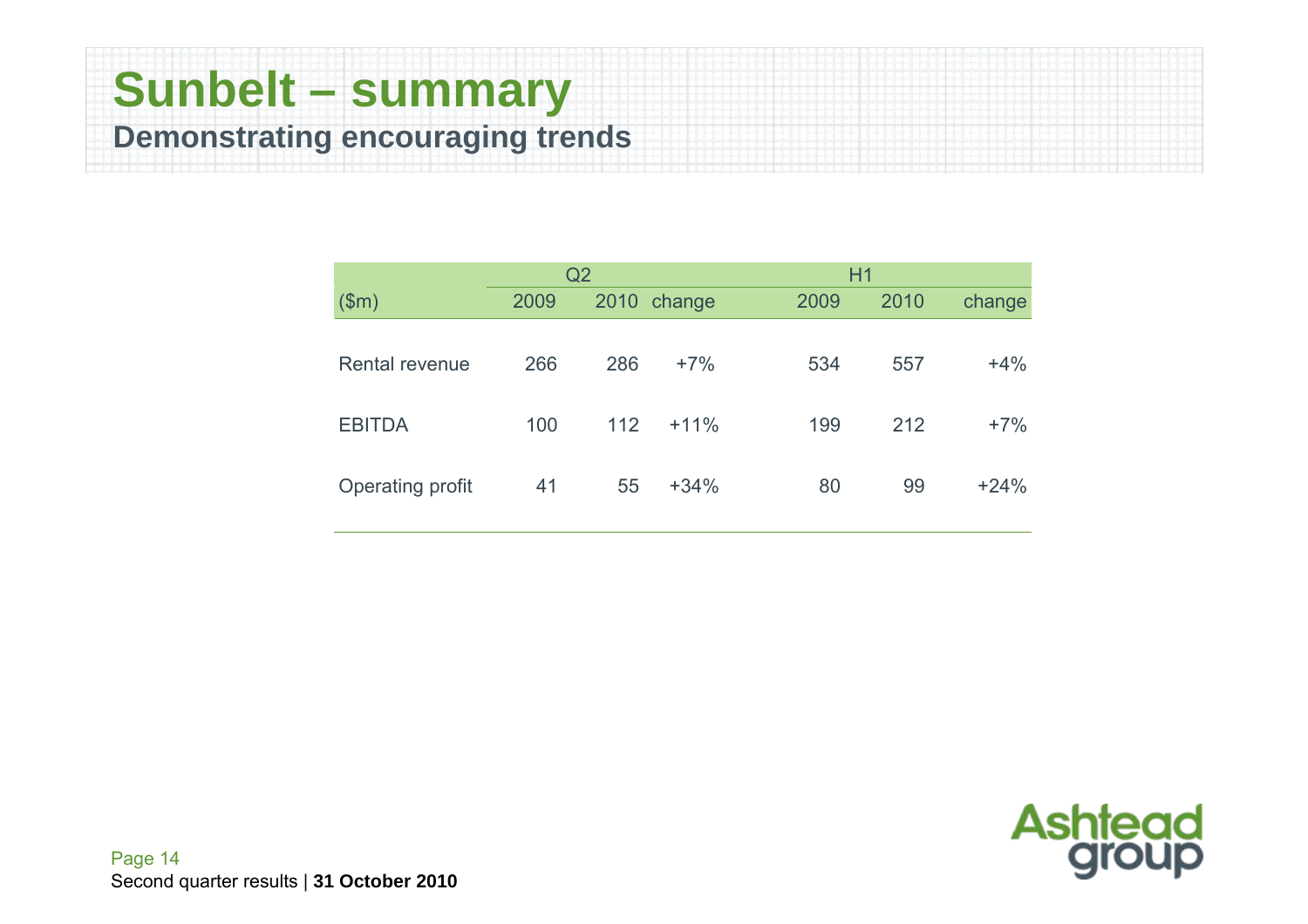# Sunbelt – summary

## Demonstrating encouraging trends

| | Q2 | | | H1 | | |
|---|---|---|---|---|---|---|
| ($m) | 2009 | 2010 | change | 2009 | 2010 | change |
| Rental revenue | 266 | 286 | +7% | 534 | 557 | +4% |
| EBITDA | 100 | 112 | +11% | 199 | 212 | +7% |
| Operating profit | 41 | 55 | +34% | 80 | 99 | +24% |

Second quarter results | **31 October 2010**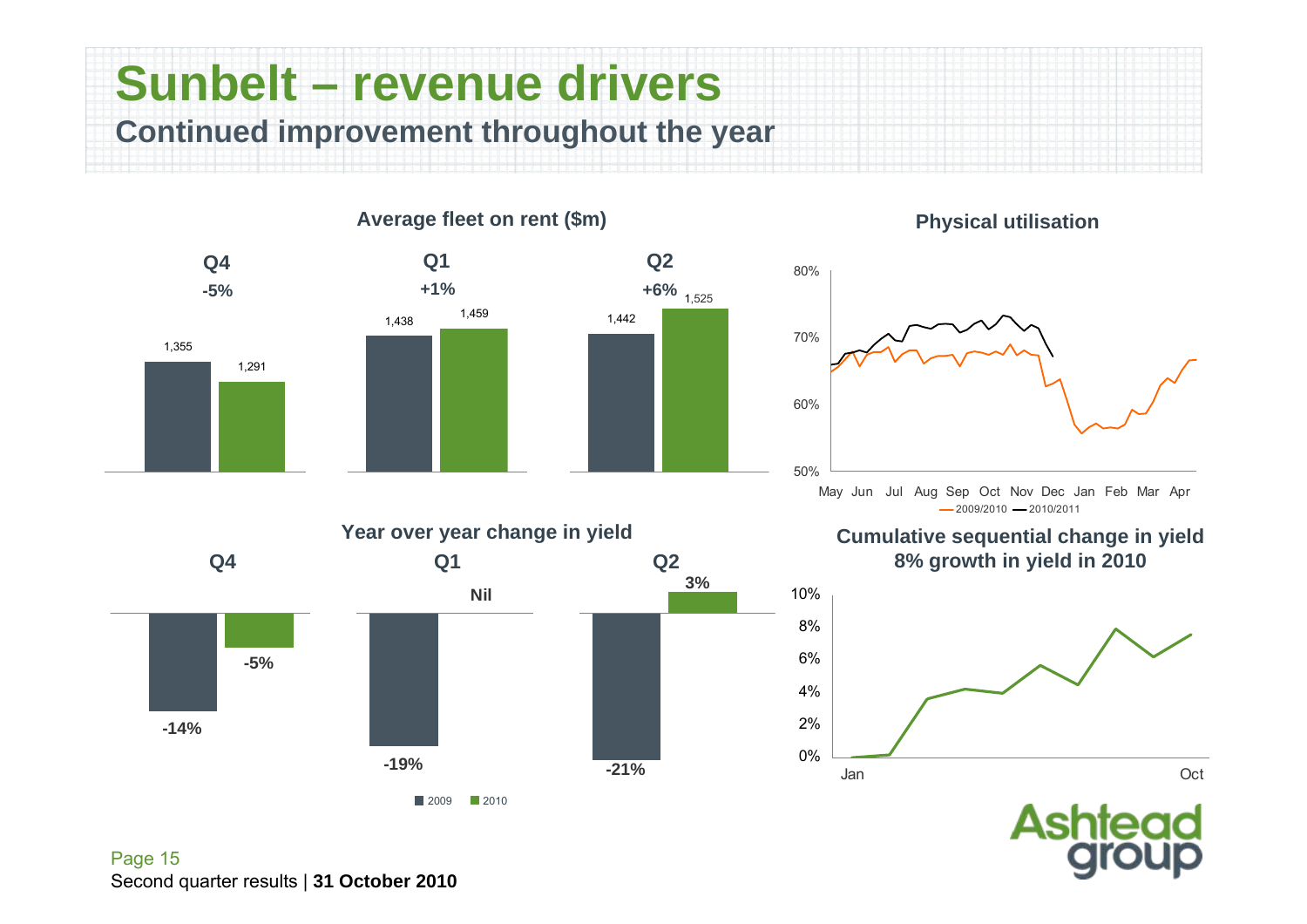# Sunbelt – revenue drivers

## Continued improvement throughout the year

### Average fleet on rent ($m)

| | 2009 | 2010 | Change |
|---|---|---|---|
| Q4 | 1,355 | 1,291 | -5% |
| Q1 | 1,438 | 1,459 | +1% |
| Q2 | 1,442 | 1,525 | +6% |

### Physical utilisation

80%
70%
60%
50%

May Jun Jul Aug Sep Oct Nov Dec Jan Feb Mar Apr

2009/2010 — 2010/2011

### Year over year change in yield

| | 2009 | 2010 |
|---|---|---|
| Q4 | -14% | -5% |
| Q1 | -19% | Nil |
| Q2 | -21% | 3% |

### Cumulative sequential change in yield

**8% growth in yield in 2010**

10%
8%
6%
4%
2%
0%

Jan Oct

Second quarter results | **31 October 2010**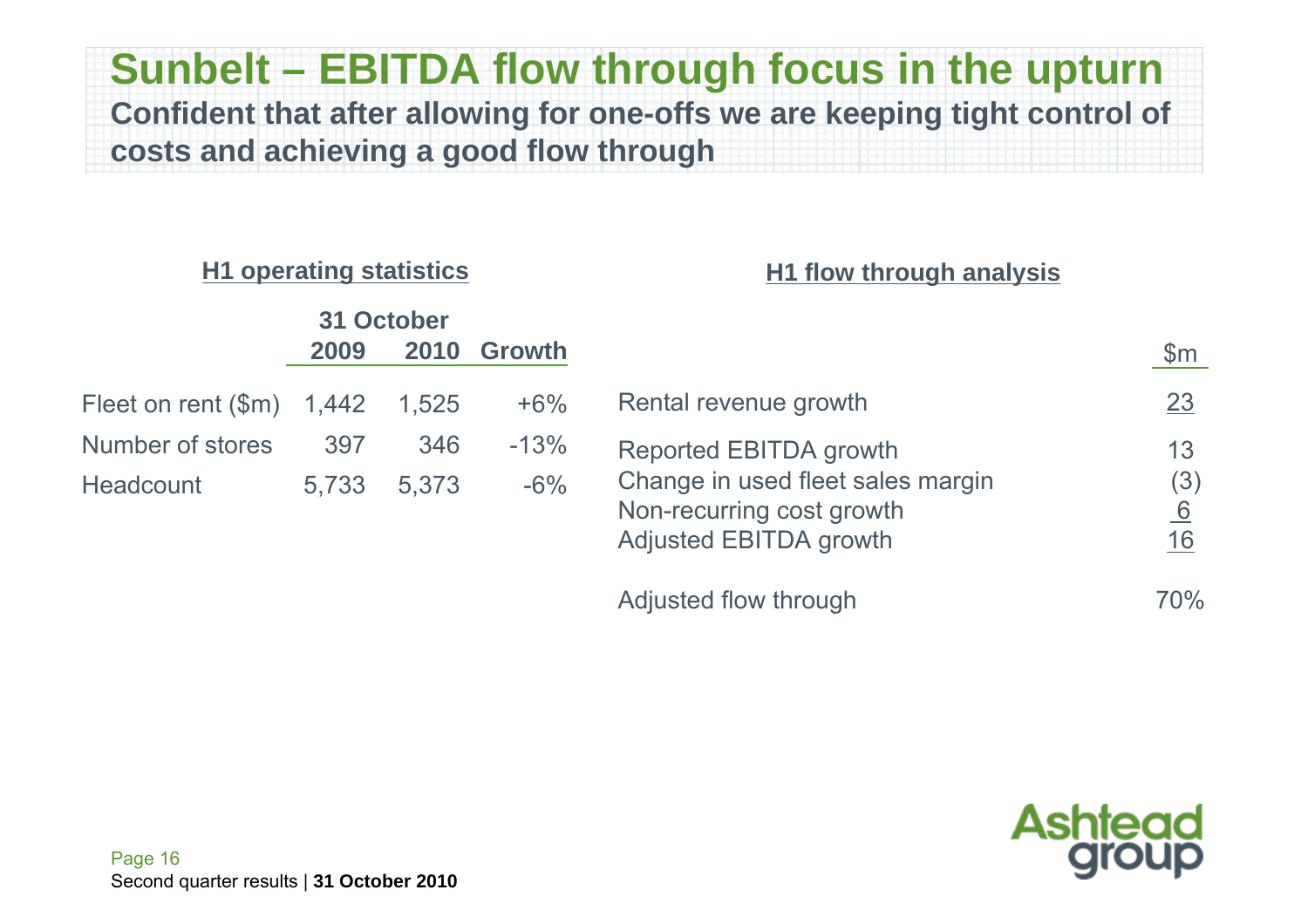# Sunbelt – EBITDA flow through focus in the upturn

**Confident that after allowing for one-offs we are keeping tight control of costs and achieving a good flow through**

### H1 operating statistics

| | 31 October | | |
|---|---|---|---|
| | 2009 | 2010 | Growth |
| Fleet on rent ($m) | 1,442 | 1,525 | +6% |
| Number of stores | 397 | 346 | -13% |
| Headcount | 5,733 | 5,373 | -6% |

### H1 flow through analysis

| | $m |
|---|---|
| Rental revenue growth | 23 |
| Reported EBITDA growth | 13 |
| Change in used fleet sales margin | (3) |
| Non-recurring cost growth | 6 |
| Adjusted EBITDA growth | 16 |
| Adjusted flow through | 70% |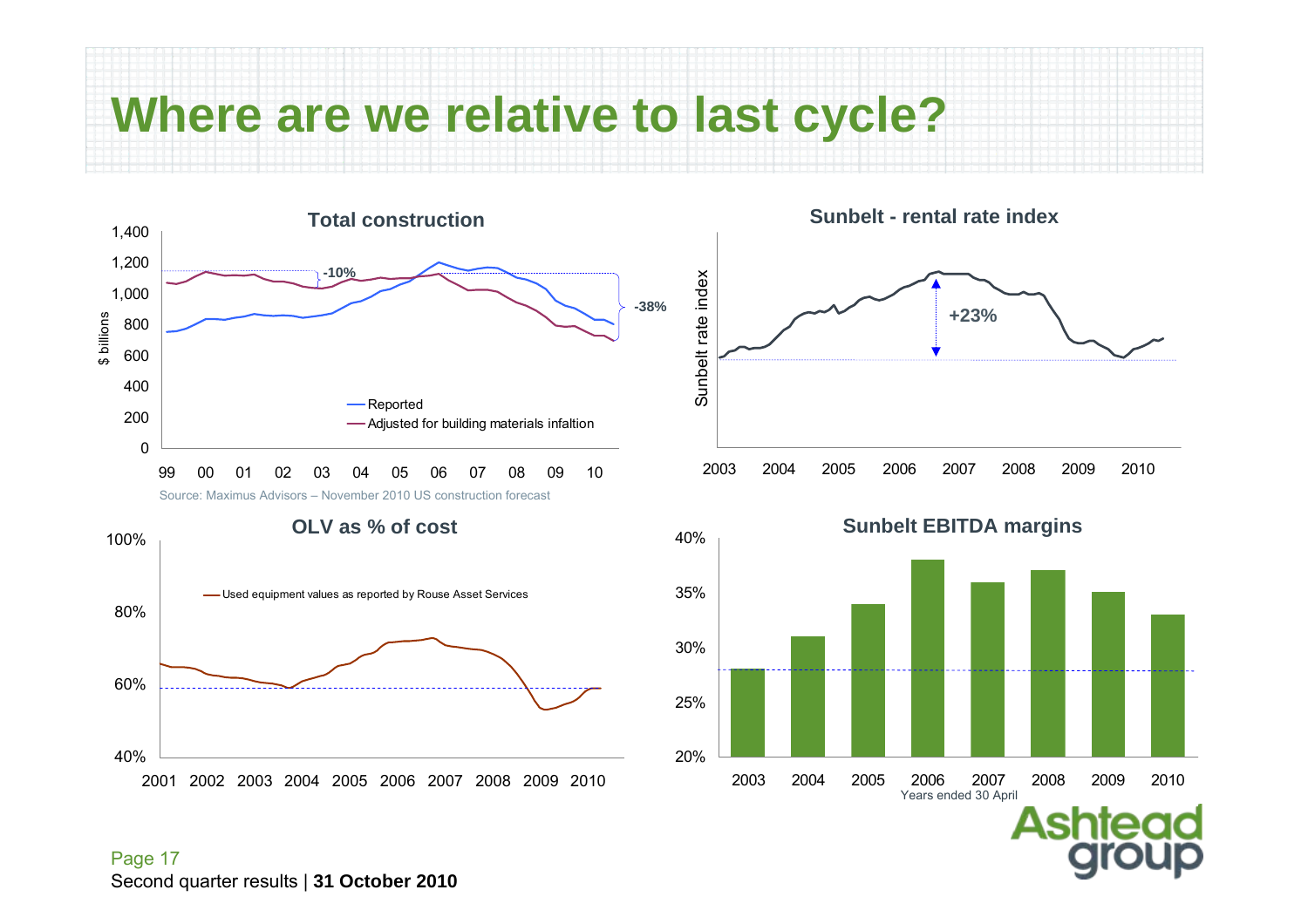# Where are we relative to last cycle?

## Total construction

$ billions

- Reported
- Adjusted for building materials infaltion

-10%

-38%

Source: Maximus Advisors – November 2010 US construction forecast

## Sunbelt - rental rate index

Sunbelt rate index

+23%

## OLV as % of cost

- Used equipment values as reported by Rouse Asset Services

## Sunbelt EBITDA margins

Years ended 30 April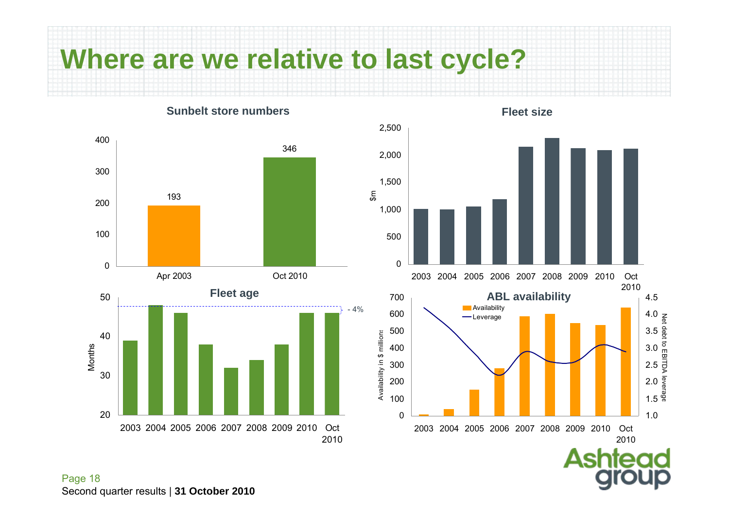# Where are we relative to last cycle?

### Sunbelt store numbers

| | Apr 2003 | Oct 2010 |
|---|---|---|
| Stores | 193 | 346 |

### Fleet size

$m (axis 0 – 2,500); years 2003, 2004, 2005, 2006, 2007, 2008, 2009, 2010, Oct 2010

### Fleet age

Months (axis 20 – 50); years 2003, 2004, 2005, 2006, 2007, 2008, 2009, 2010, Oct 2010

- 4%

### ABL availability

- Availability
- Leverage

Availability in $ millions (0 – 700); Net debt to EBITDA leverage (1.0 – 4.5); years 2003, 2004, 2005, 2006, 2007, 2008, 2009, 2010, Oct 2010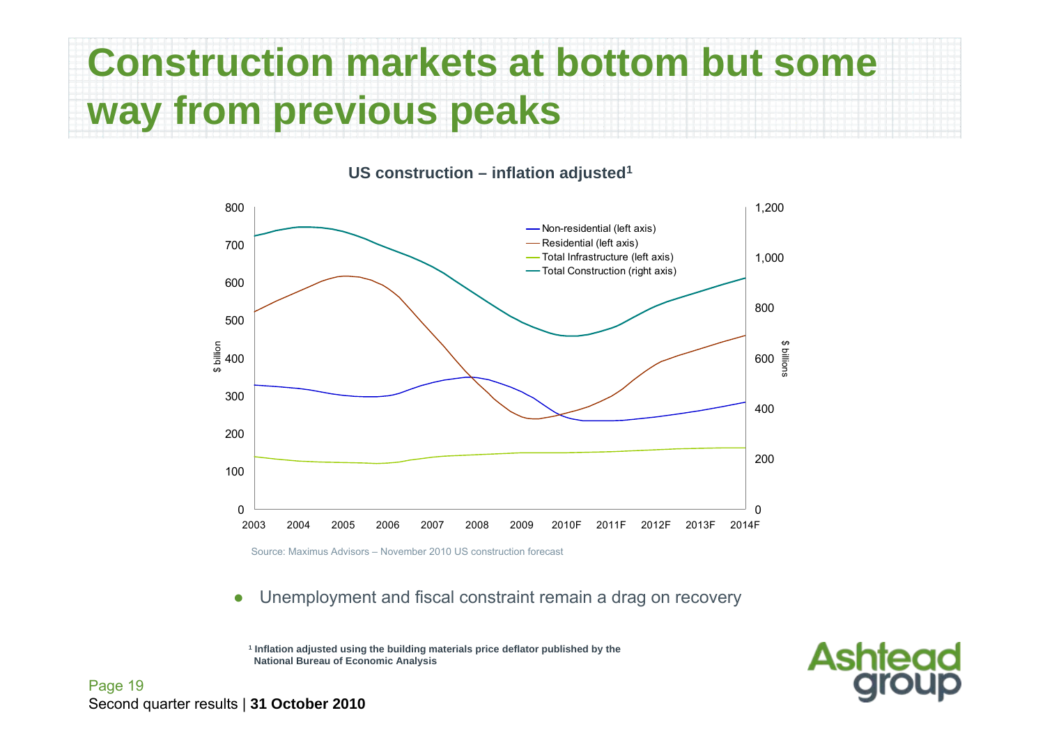# Construction markets at bottom but some way from previous peaks

**US construction – inflation adjusted[1]**

Source: Maximus Advisors – November 2010 US construction forecast

- Unemployment and fiscal constraint remain a drag on recovery

[1] Inflation adjusted using the building materials price deflator published by the National Bureau of Economic Analysis

Second quarter results | **31 October 2010**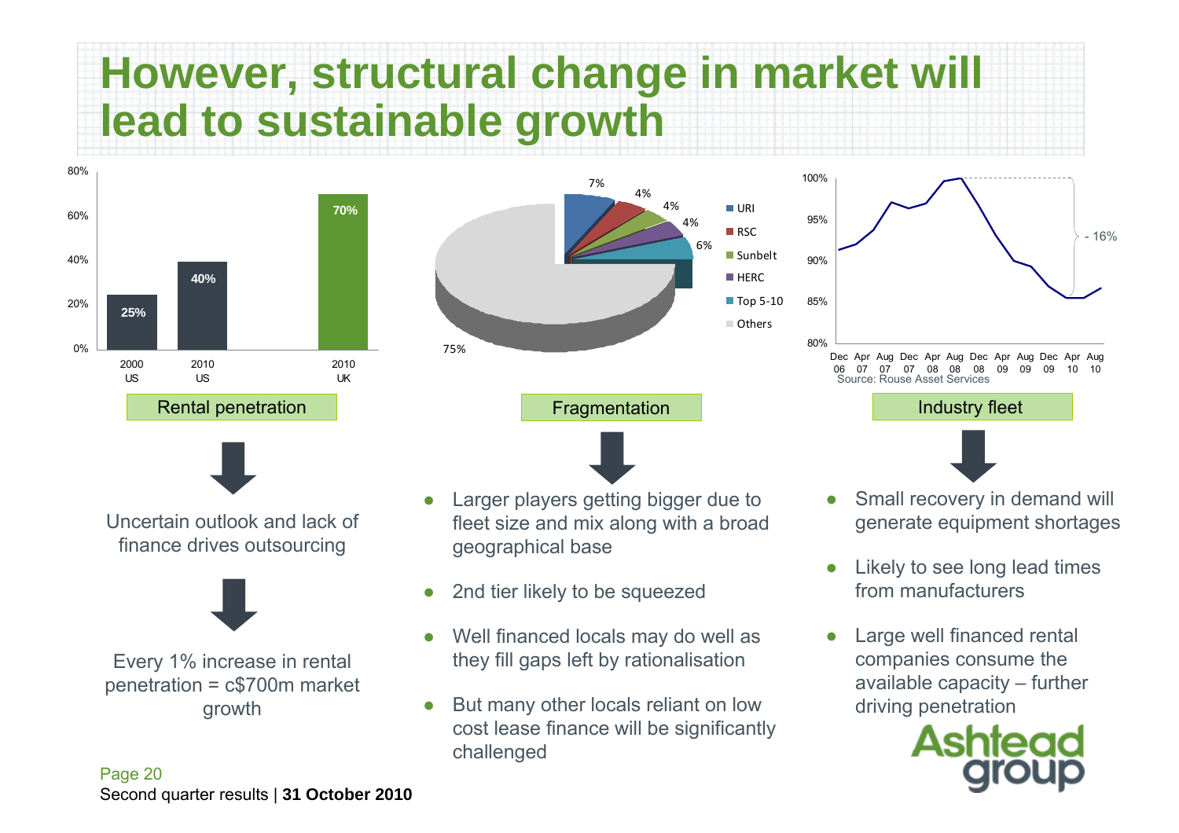# However, structural change in market will lead to sustainable growth

| | 2000 US | 2010 US | 2010 UK |
|---|---|---|---|
| Rental penetration | 25% | 40% | 70% |

**Rental penetration**

Uncertain outlook and lack of finance drives outsourcing

Every 1% increase in rental penetration = c$700m market growth

| | Share |
|---|---|
| URI | 7% |
| RSC | 4% |
| Sunbelt | 4% |
| HERC | 4% |
| Top 5-10 | 6% |
| Others | 75% |

**Fragmentation**

- Larger players getting bigger due to fleet size and mix along with a broad geographical base
- 2nd tier likely to be squeezed
- Well financed locals may do well as they fill gaps left by rationalisation
- But many other locals reliant on low cost lease finance will be significantly challenged

Industry fleet (Dec 06 – Aug 10): - 16%

Source: Rouse Asset Services

**Industry fleet**

- Small recovery in demand will generate equipment shortages
- Likely to see long lead times from manufacturers
- Large well financed rental companies consume the available capacity – further driving penetration

Second quarter results | **31 October 2010**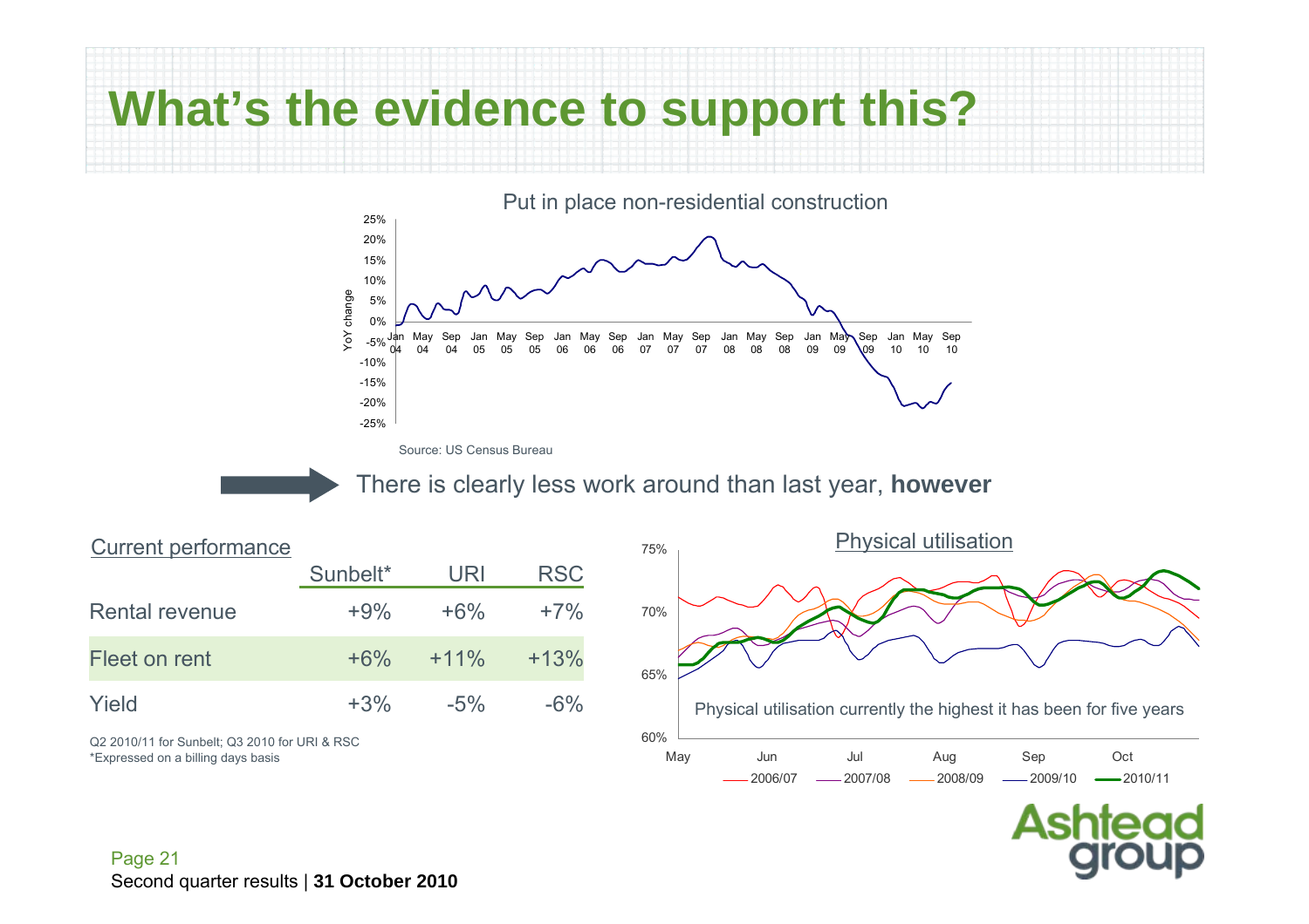# What's the evidence to support this?

Put in place non-residential construction

Source: US Census Bureau

There is clearly less work around than last year, **however**

## Current performance

| | Sunbelt* | URI | RSC |
|---|---|---|---|
| Rental revenue | +9% | +6% | +7% |
| Fleet on rent | +6% | +11% | +13% |
| Yield | +3% | -5% | -6% |

Q2 2010/11 for Sunbelt; Q3 2010 for URI & RSC
*Expressed on a billing days basis

## Physical utilisation

Physical utilisation currently the highest it has been for five years

Second quarter results | **31 October 2010**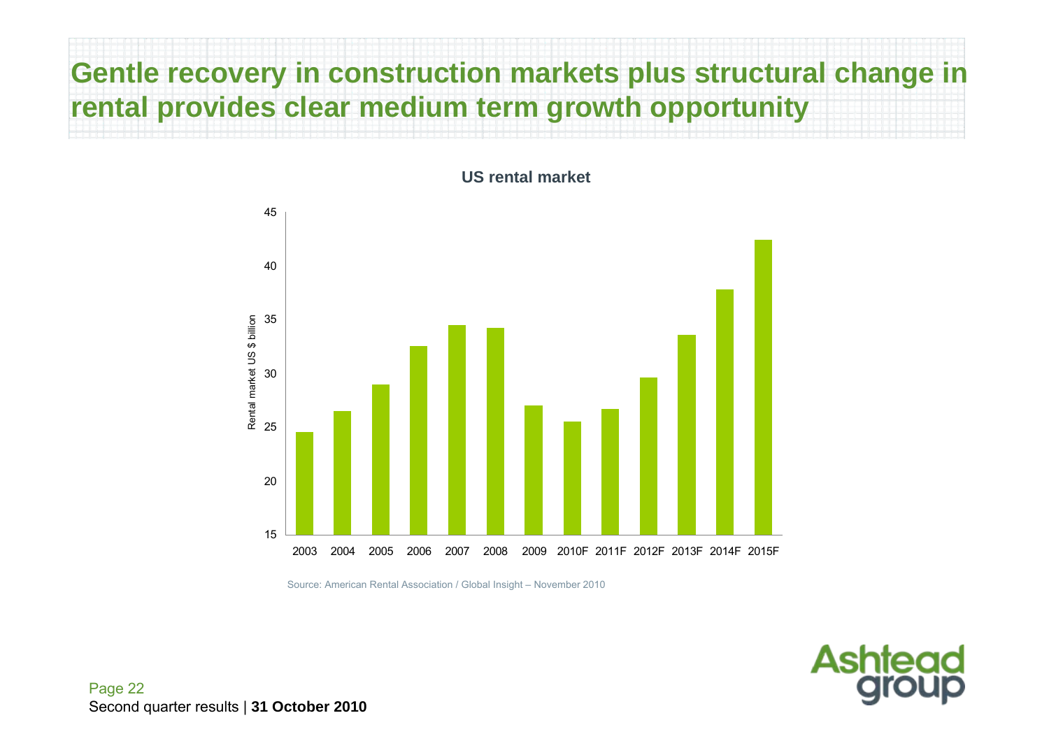# Gentle recovery in construction markets plus structural change in rental provides clear medium term growth opportunity

**US rental market**

Rental market US $ billion

| | 2003 | 2004 | 2005 | 2006 | 2007 | 2008 | 2009 | 2010F | 2011F | 2012F | 2013F | 2014F | 2015F |
|---|---|---|---|---|---|---|---|---|---|---|---|---|---|
| Rental market US $ billion (approx.) | 24.5 | 26.5 | 29 | 32.5 | 34.5 | 34.2 | 27 | 25.5 | 26.7 | 29.6 | 33.6 | 37.8 | 42.4 |

Source: American Rental Association / Global Insight – November 2010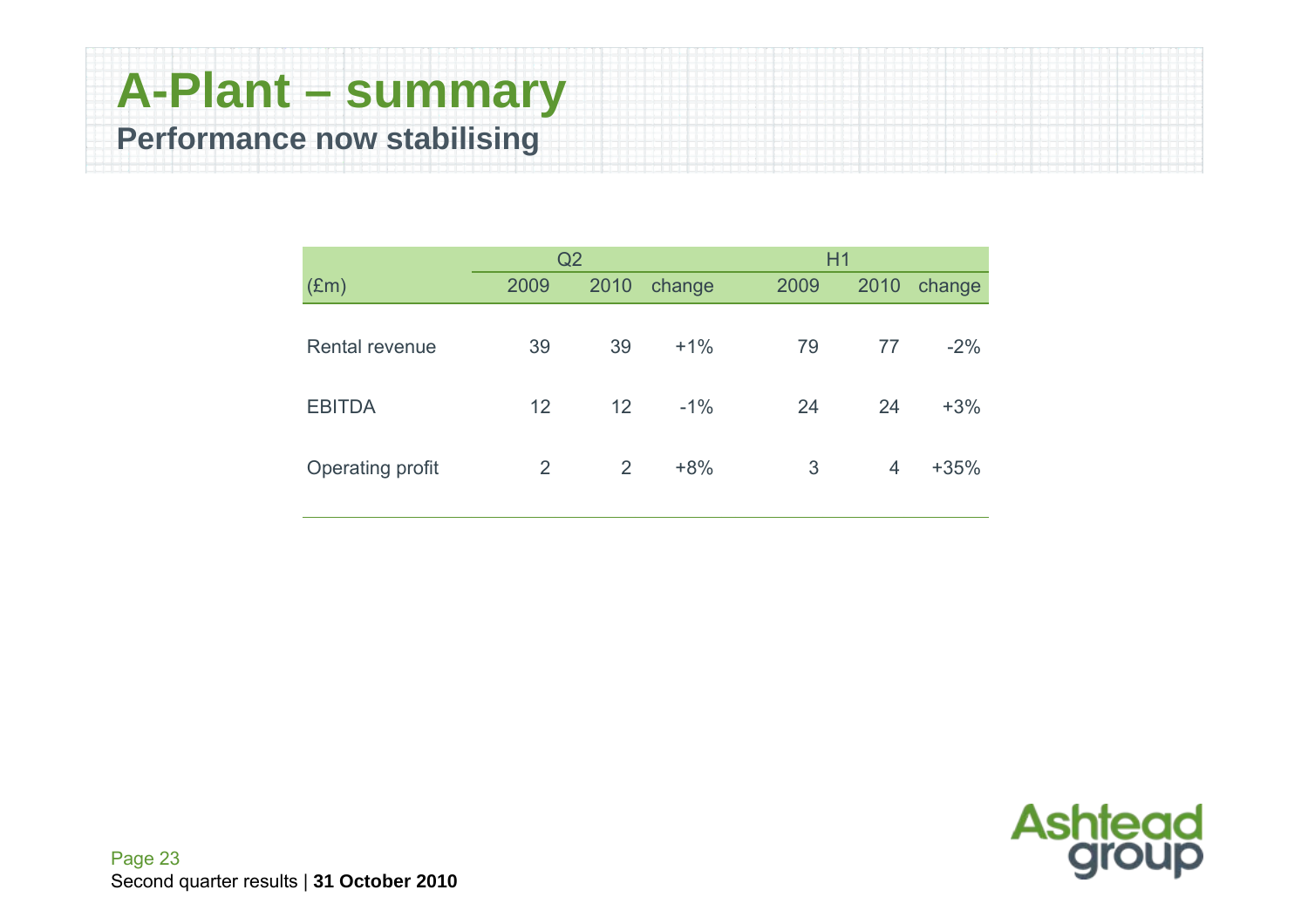# A-Plant – summary

## Performance now stabilising

| | Q2 | | | H1 | | |
|---|---|---|---|---|---|---|
| (£m) | 2009 | 2010 | change | 2009 | 2010 | change |
| Rental revenue | 39 | 39 | +1% | 79 | 77 | -2% |
| EBITDA | 12 | 12 | -1% | 24 | 24 | +3% |
| Operating profit | 2 | 2 | +8% | 3 | 4 | +35% |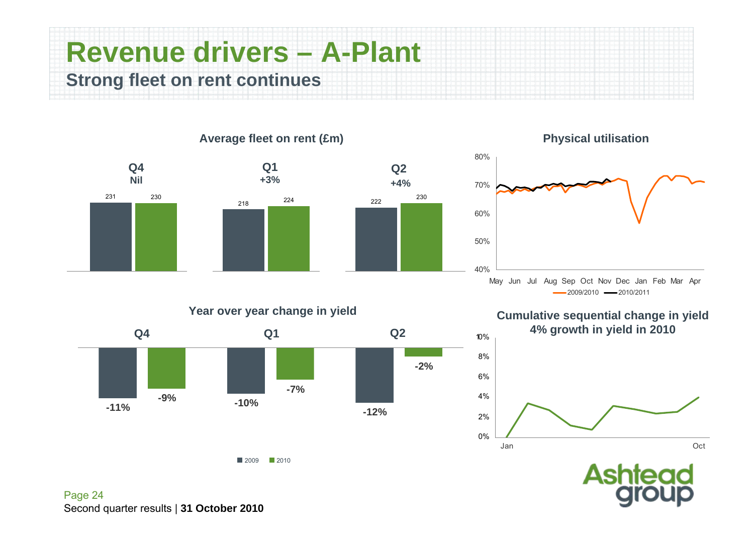# Revenue drivers – A-Plant

## Strong fleet on rent continues

### Average fleet on rent (£m)

| | Q4 | Q1 | Q2 |
|---|---|---|---|
| Change | Nil | +3% | +4% |
| 2009 | 231 | 218 | 222 |
| 2010 | 230 | 224 | 230 |

### Physical utilisation

80%
70%
60%
50%
40%

May Jun Jul Aug Sep Oct Nov Dec Jan Feb Mar Apr

2009/2010 2010/2011

### Year over year change in yield

| | Q4 | Q1 | Q2 |
|---|---|---|---|
| 2009 | -11% | -10% | -12% |
| 2010 | -9% | -7% | -2% |

### Cumulative sequential change in yield
**4% growth in yield in 2010**

10%
8%
6%
4%
2%
0%

Jan Oct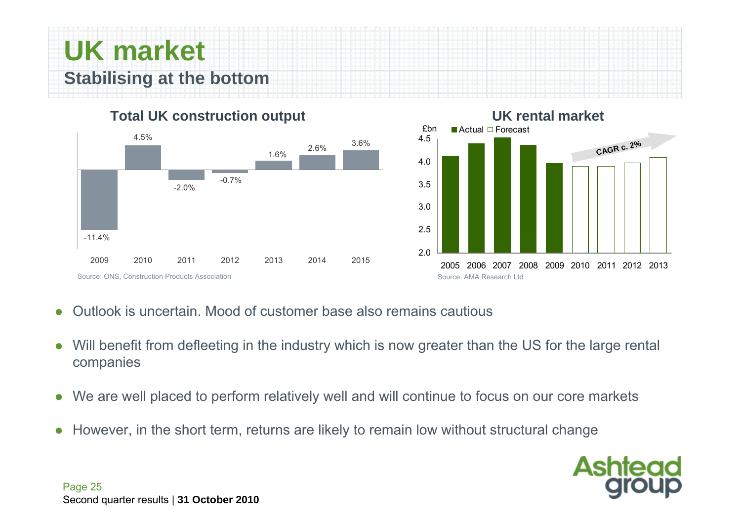# UK market

## Stabilising at the bottom

### Total UK construction output

| 2009 | 2010 | 2011 | 2012 | 2013 | 2014 | 2015 |
|---|---|---|---|---|---|---|
| -11.4% | 4.5% | -2.0% | -0.7% | 1.6% | 2.6% | 3.6% |

Source: ONS, Construction Products Association

### UK rental market

£bn — Actual / Forecast

CAGR c. 2%

| 2005 | 2006 | 2007 | 2008 | 2009 | 2010 | 2011 | 2012 | 2013 |
|---|---|---|---|---|---|---|---|---|
| Actual | Actual | Actual | Actual | Actual | Forecast | Forecast | Forecast | Forecast |

Source: AMA Research Ltd

- Outlook is uncertain. Mood of customer base also remains cautious
- Will benefit from defleeting in the industry which is now greater than the US for the large rental companies
- We are well placed to perform relatively well and will continue to focus on our core markets
- However, in the short term, returns are likely to remain low without structural change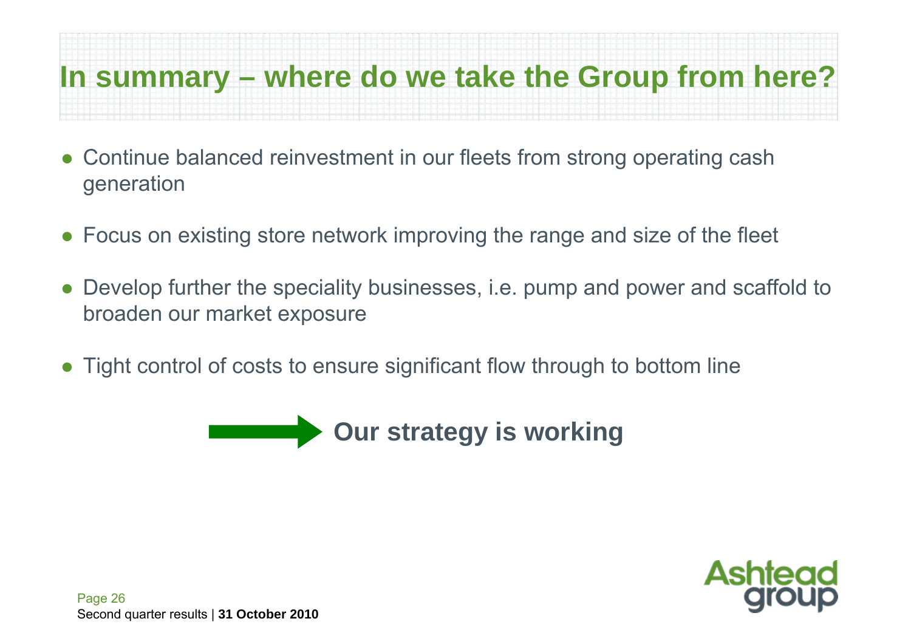# In summary – where do we take the Group from here?

- Continue balanced reinvestment in our fleets from strong operating cash generation
- Focus on existing store network improving the range and size of the fleet
- Develop further the speciality businesses, i.e. pump and power and scaffold to broaden our market exposure
- Tight control of costs to ensure significant flow through to bottom line

**Our strategy is working**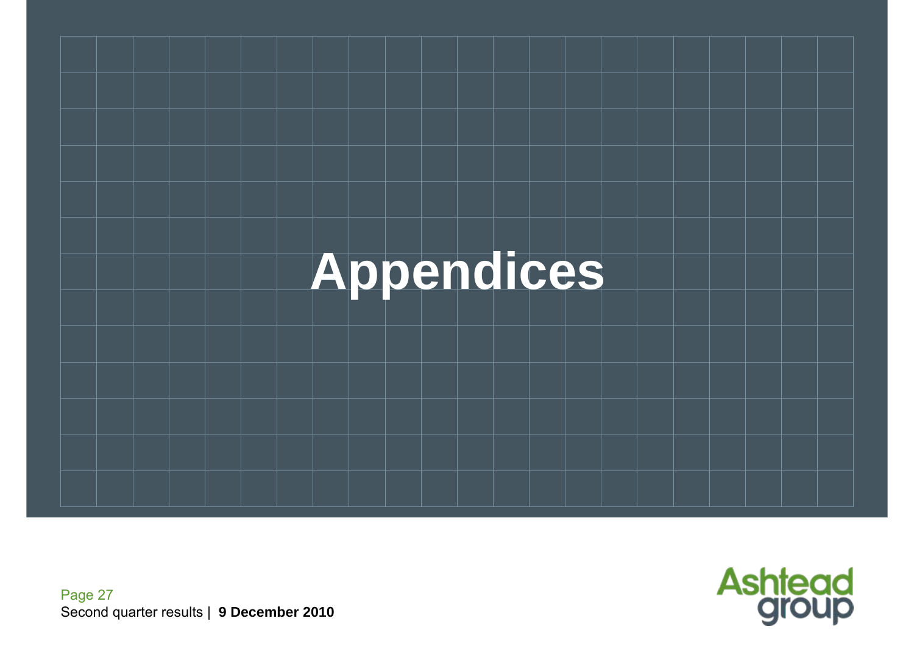# Appendices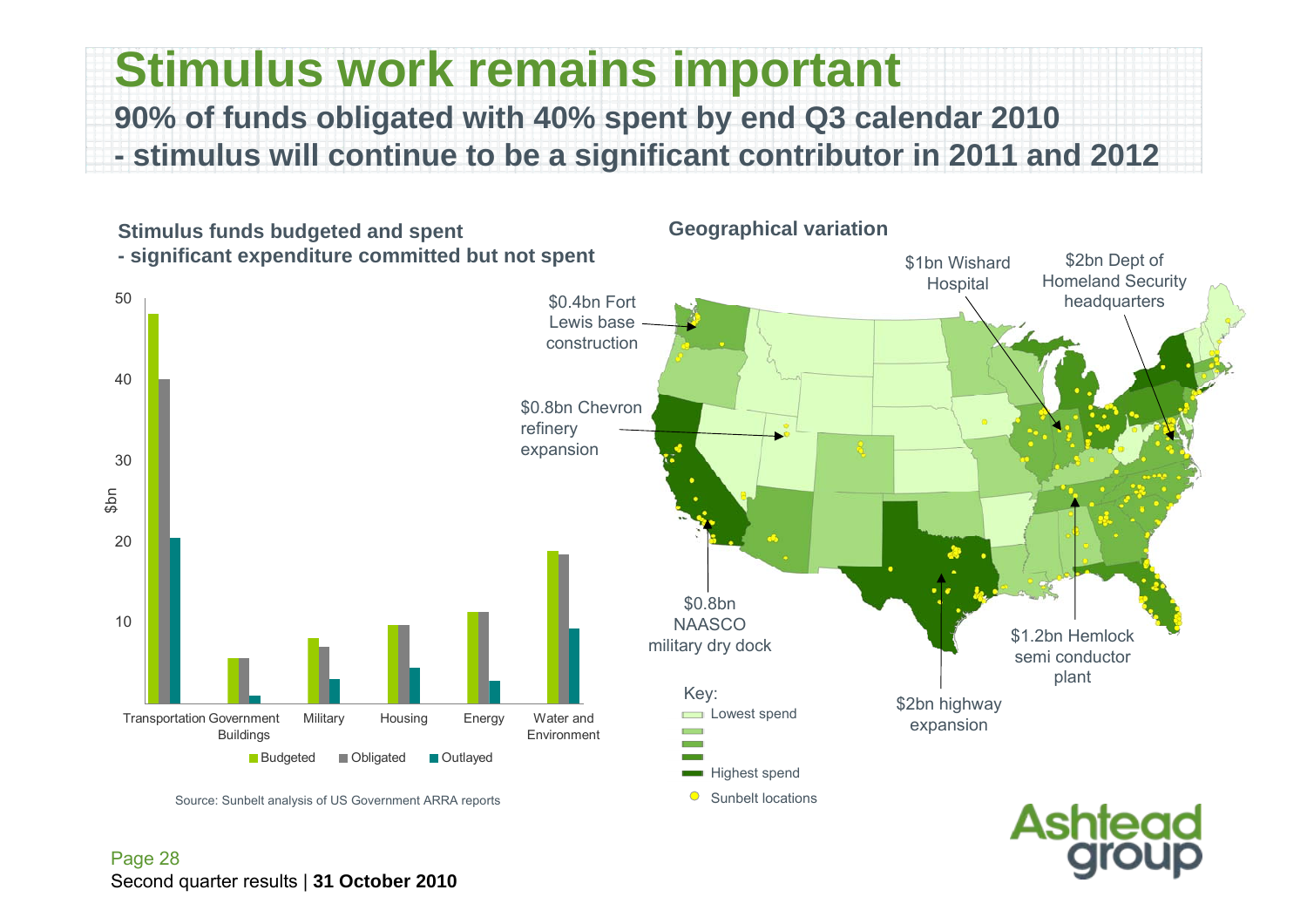# Stimulus work remains important

**90% of funds obligated with 40% spent by end Q3 calendar 2010**
**- stimulus will continue to be a significant contributor in 2011 and 2012**

### Stimulus funds budgeted and spent
**- significant expenditure committed but not spent**

| Sector | Budgeted ($bn) | Obligated ($bn) | Outlayed ($bn) |
|---|---|---|---|
| Transportation | ~48 | ~40 | ~20 |
| Government Buildings | ~5.5 | ~5.5 | ~1 |
| Military | ~8 | ~7 | ~3 |
| Housing | ~9.5 | ~9.5 | ~4.5 |
| Energy | ~11 | ~11 | ~2.8 |
| Water and Environment | ~19 | ~18.5 | ~9 |

Source: Sunbelt analysis of US Government ARRA reports

### Geographical variation

- $0.4bn Fort Lewis base construction
- $0.8bn Chevron refinery expansion
- $0.8bn NAASCO military dry dock
- $1bn Wishard Hospital
- $2bn Dept of Homeland Security headquarters
- $1.2bn Hemlock semi conductor plant
- $2bn highway expansion

Key: Lowest spend → Highest spend; Sunbelt locations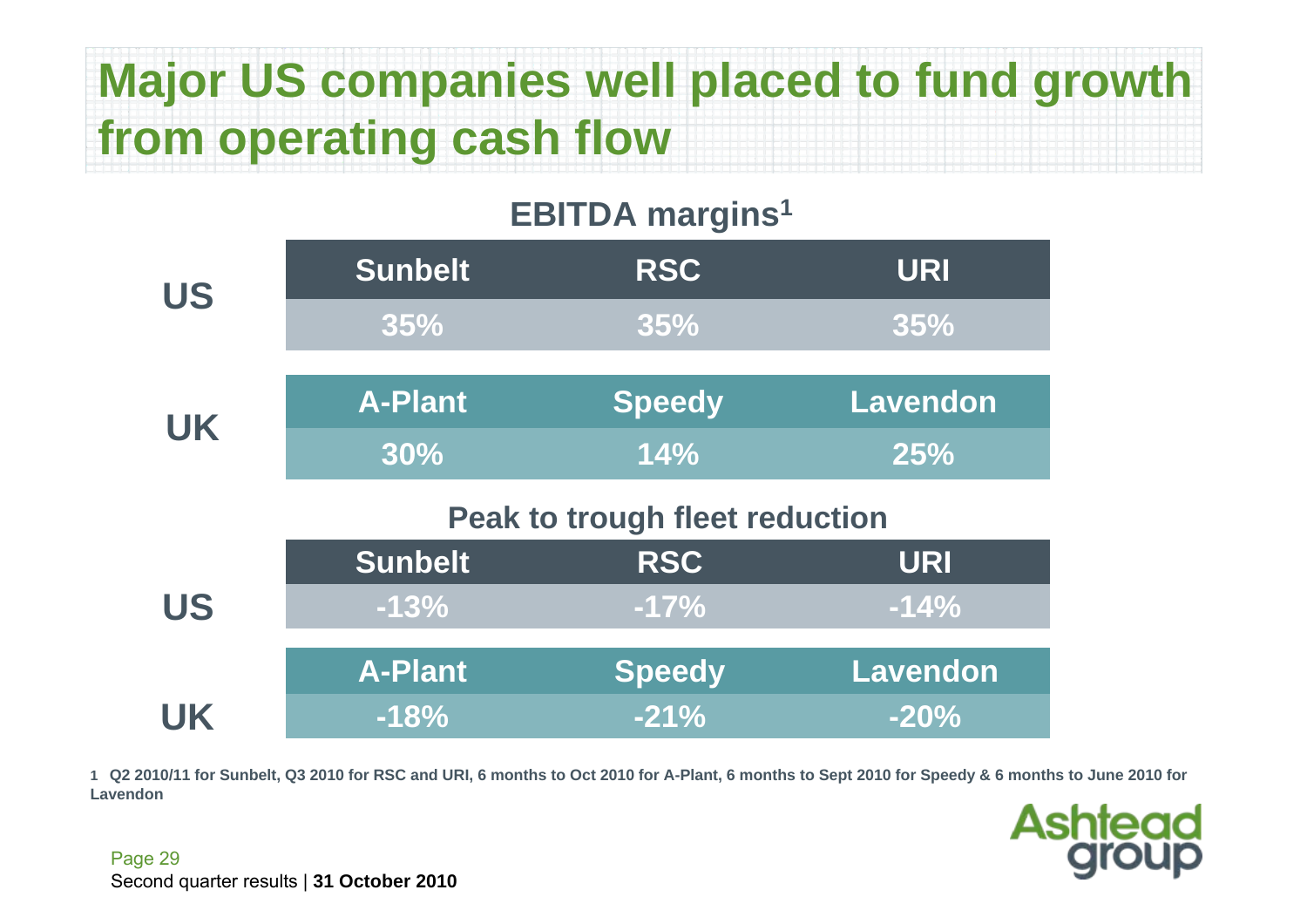# Major US companies well placed to fund growth from operating cash flow

## EBITDA margins[1]

| | | | |
|---|---|---|---|
| **US** | **Sunbelt** | **RSC** | **URI** |
| | 35% | 35% | 35% |
| **UK** | **A-Plant** | **Speedy** | **Lavendon** |
| | 30% | 14% | 25% |

## Peak to trough fleet reduction

| | | | |
|---|---|---|---|
| **US** | **Sunbelt** | **RSC** | **URI** |
| | -13% | -17% | -14% |
| **UK** | **A-Plant** | **Speedy** | **Lavendon** |
| | -18% | -21% | -20% |

1 Q2 2010/11 for Sunbelt, Q3 2010 for RSC and URI, 6 months to Oct 2010 for A-Plant, 6 months to Sept 2010 for Speedy & 6 months to June 2010 for Lavendon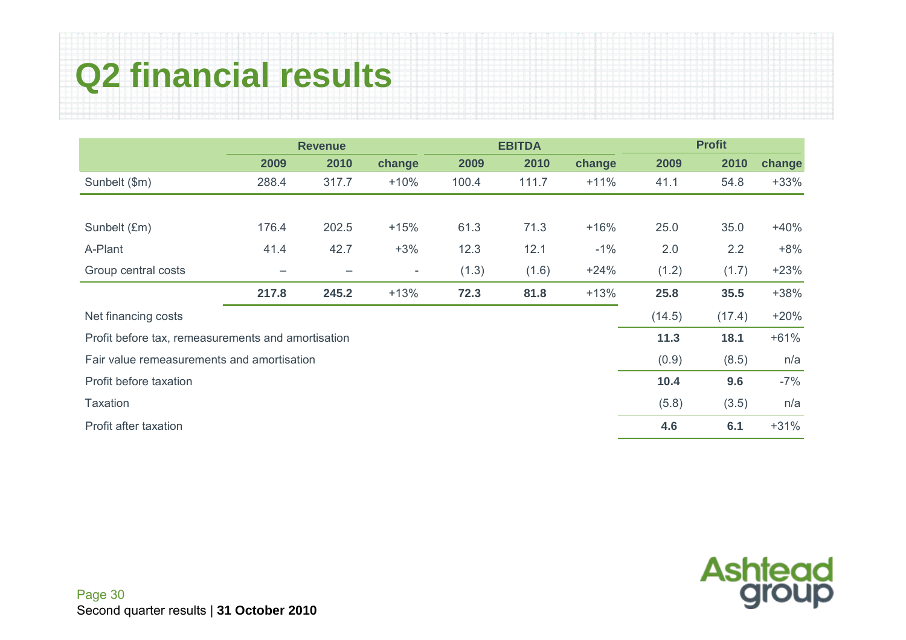# Q2 financial results

| | Revenue | | | EBITDA | | | Profit | | |
|---|---|---|---|---|---|---|---|---|---|
| | 2009 | 2010 | change | 2009 | 2010 | change | 2009 | 2010 | change |
| Sunbelt ($m) | 288.4 | 317.7 | +10% | 100.4 | 111.7 | +11% | 41.1 | 54.8 | +33% |
| | | | | | | | | | |
| Sunbelt (£m) | 176.4 | 202.5 | +15% | 61.3 | 71.3 | +16% | 25.0 | 35.0 | +40% |
| A-Plant | 41.4 | 42.7 | +3% | 12.3 | 12.1 | -1% | 2.0 | 2.2 | +8% |
| Group central costs | – | – | - | (1.3) | (1.6) | +24% | (1.2) | (1.7) | +23% |
| | **217.8** | **245.2** | +13% | **72.3** | **81.8** | +13% | **25.8** | **35.5** | +38% |
| Net financing costs | | | | | | | (14.5) | (17.4) | +20% |
| Profit before tax, remeasurements and amortisation | | | | | | | **11.3** | **18.1** | +61% |
| Fair value remeasurements and amortisation | | | | | | | (0.9) | (8.5) | n/a |
| Profit before taxation | | | | | | | **10.4** | **9.6** | -7% |
| Taxation | | | | | | | (5.8) | (3.5) | n/a |
| Profit after taxation | | | | | | | **4.6** | **6.1** | +31% |

Second quarter results | **31 October 2010**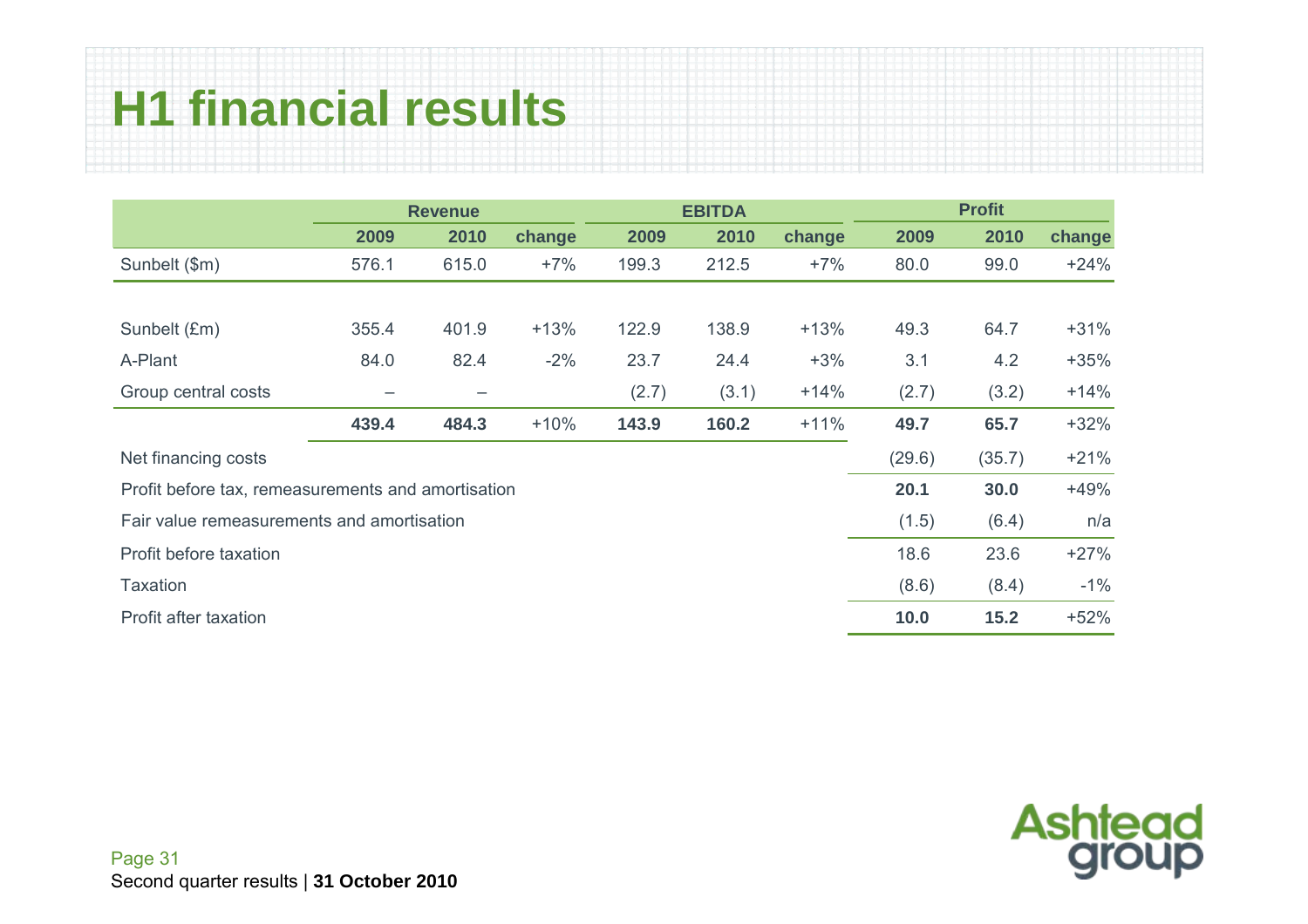# H1 financial results

| | Revenue | | | EBITDA | | | Profit | | |
|---|---|---|---|---|---|---|---|---|---|
| | 2009 | 2010 | change | 2009 | 2010 | change | 2009 | 2010 | change |
| Sunbelt ($m) | 576.1 | 615.0 | +7% | 199.3 | 212.5 | +7% | 80.0 | 99.0 | +24% |
| | | | | | | | | | |
| Sunbelt (£m) | 355.4 | 401.9 | +13% | 122.9 | 138.9 | +13% | 49.3 | 64.7 | +31% |
| A-Plant | 84.0 | 82.4 | -2% | 23.7 | 24.4 | +3% | 3.1 | 4.2 | +35% |
| Group central costs | – | – | | (2.7) | (3.1) | +14% | (2.7) | (3.2) | +14% |
| | **439.4** | **484.3** | +10% | **143.9** | **160.2** | +11% | **49.7** | **65.7** | +32% |
| Net financing costs | | | | | | | (29.6) | (35.7) | +21% |
| Profit before tax, remeasurements and amortisation | | | | | | | **20.1** | **30.0** | +49% |
| Fair value remeasurements and amortisation | | | | | | | (1.5) | (6.4) | n/a |
| Profit before taxation | | | | | | | 18.6 | 23.6 | +27% |
| Taxation | | | | | | | (8.6) | (8.4) | -1% |
| Profit after taxation | | | | | | | **10.0** | **15.2** | +52% |

Second quarter results | **31 October 2010**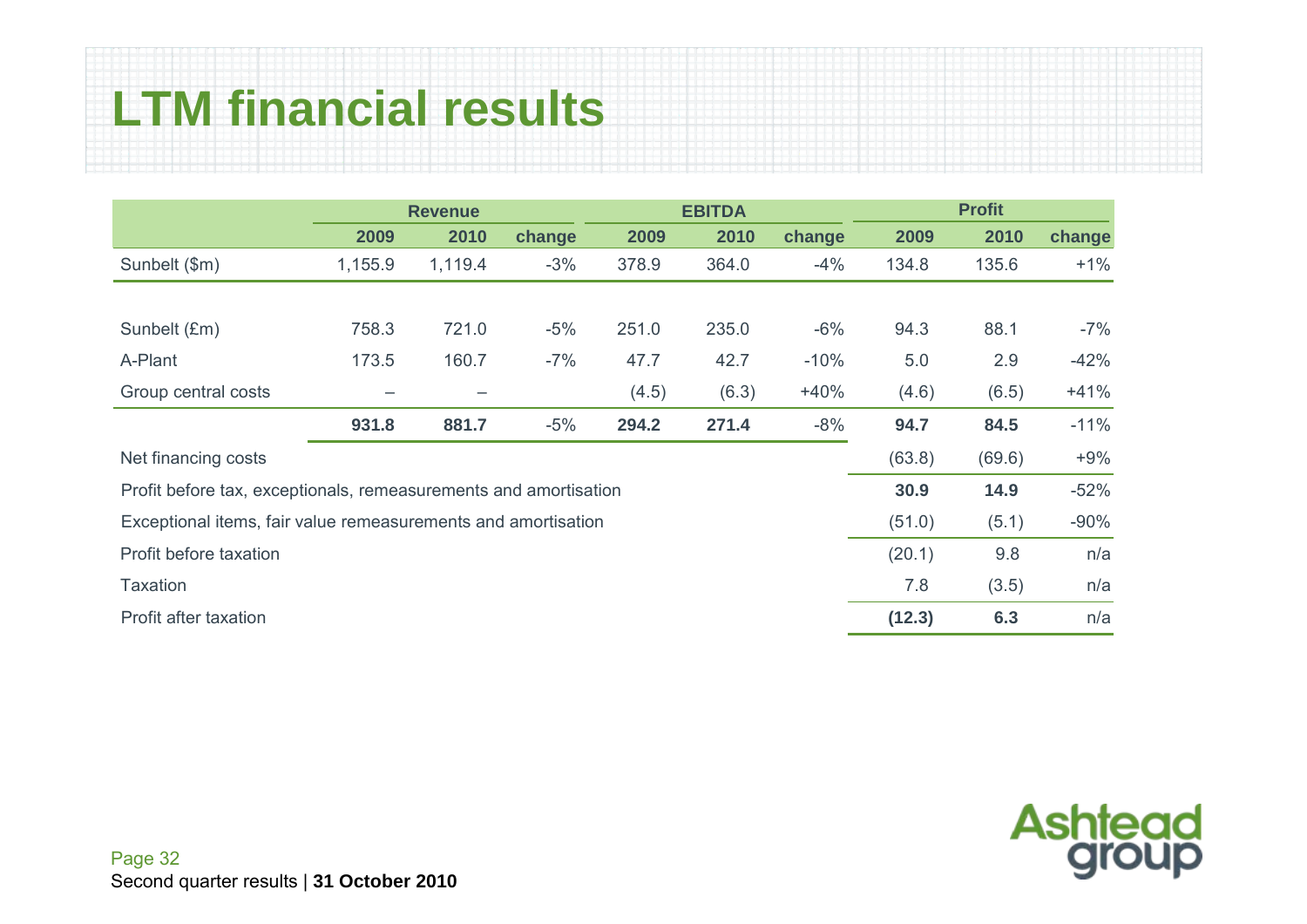# LTM financial results

| | Revenue | | | EBITDA | | | Profit | | |
|---|---|---|---|---|---|---|---|---|---|
| | **2009** | **2010** | **change** | **2009** | **2010** | **change** | **2009** | **2010** | **change** |
| Sunbelt ($m) | 1,155.9 | 1,119.4 | -3% | 378.9 | 364.0 | -4% | 134.8 | 135.6 | +1% |
| | | | | | | | | | |
| Sunbelt (£m) | 758.3 | 721.0 | -5% | 251.0 | 235.0 | -6% | 94.3 | 88.1 | -7% |
| A-Plant | 173.5 | 160.7 | -7% | 47.7 | 42.7 | -10% | 5.0 | 2.9 | -42% |
| Group central costs | – | – | | (4.5) | (6.3) | +40% | (4.6) | (6.5) | +41% |
| | **931.8** | **881.7** | -5% | **294.2** | **271.4** | -8% | **94.7** | **84.5** | -11% |
| Net financing costs | | | | | | | (63.8) | (69.6) | +9% |
| Profit before tax, exceptionals, remeasurements and amortisation | | | | | | | **30.9** | **14.9** | -52% |
| Exceptional items, fair value remeasurements and amortisation | | | | | | | (51.0) | (5.1) | -90% |
| Profit before taxation | | | | | | | (20.1) | 9.8 | n/a |
| Taxation | | | | | | | 7.8 | (3.5) | n/a |
| Profit after taxation | | | | | | | **(12.3)** | **6.3** | n/a |

Second quarter results | **31 October 2010**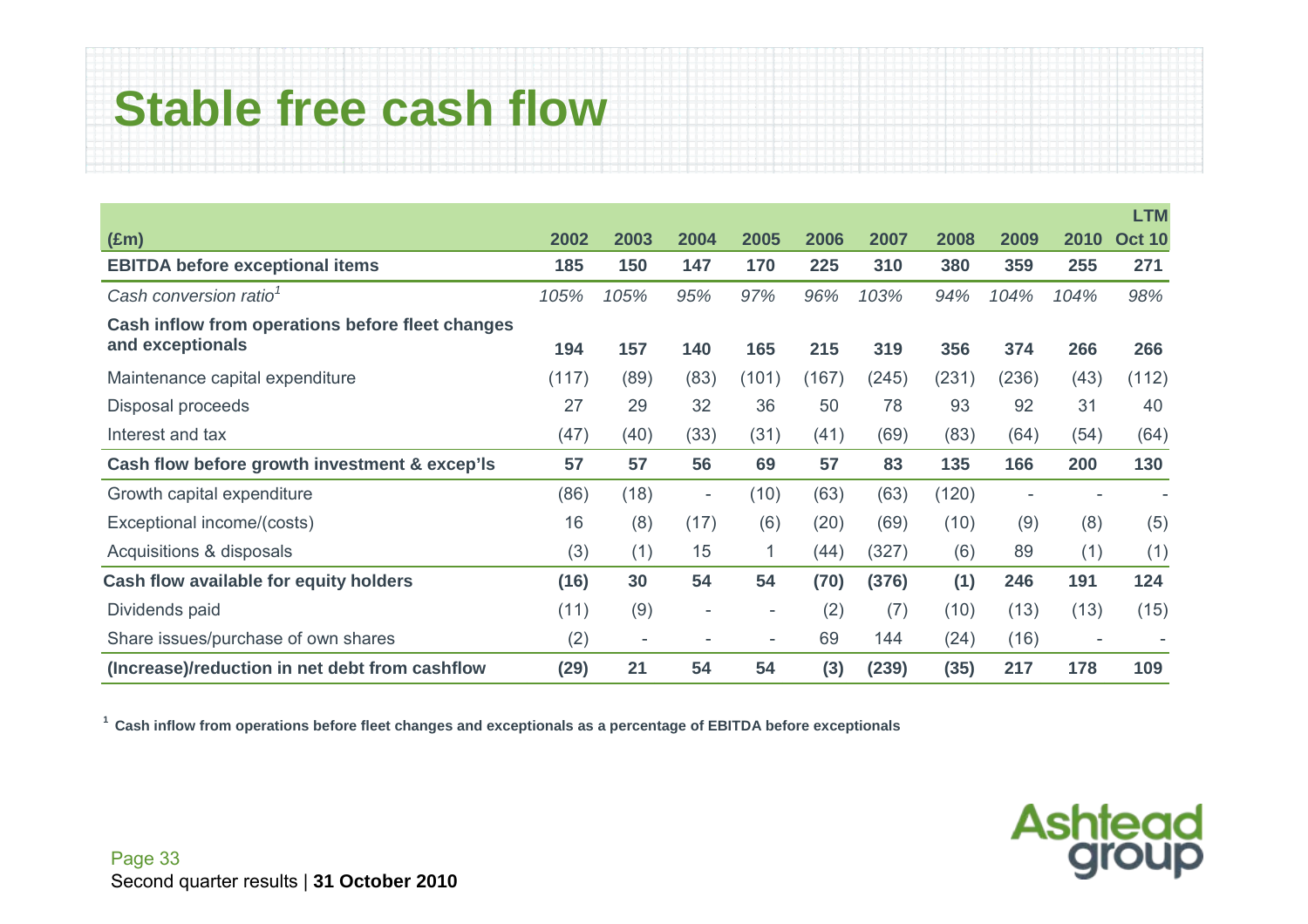# Stable free cash flow

| (£m) | 2002 | 2003 | 2004 | 2005 | 2006 | 2007 | 2008 | 2009 | 2010 | LTM Oct 10 |
|---|---|---|---|---|---|---|---|---|---|---|
| **EBITDA before exceptional items** | **185** | **150** | **147** | **170** | **225** | **310** | **380** | **359** | **255** | **271** |
| *Cash conversion ratio*[1] | *105%* | *105%* | *95%* | *97%* | *96%* | *103%* | *94%* | *104%* | *104%* | *98%* |
| **Cash inflow from operations before fleet changes and exceptionals** | **194** | **157** | **140** | **165** | **215** | **319** | **356** | **374** | **266** | **266** |
| Maintenance capital expenditure | (117) | (89) | (83) | (101) | (167) | (245) | (231) | (236) | (43) | (112) |
| Disposal proceeds | 27 | 29 | 32 | 36 | 50 | 78 | 93 | 92 | 31 | 40 |
| Interest and tax | (47) | (40) | (33) | (31) | (41) | (69) | (83) | (64) | (54) | (64) |
| **Cash flow before growth investment & excep'ls** | **57** | **57** | **56** | **69** | **57** | **83** | **135** | **166** | **200** | **130** |
| Growth capital expenditure | (86) | (18) | - | (10) | (63) | (63) | (120) | - | - | - |
| Exceptional income/(costs) | 16 | (8) | (17) | (6) | (20) | (69) | (10) | (9) | (8) | (5) |
| Acquisitions & disposals | (3) | (1) | 15 | 1 | (44) | (327) | (6) | 89 | (1) | (1) |
| **Cash flow available for equity holders** | **(16)** | **30** | **54** | **54** | **(70)** | **(376)** | **(1)** | **246** | **191** | **124** |
| Dividends paid | (11) | (9) | - | - | (2) | (7) | (10) | (13) | (13) | (15) |
| Share issues/purchase of own shares | (2) | - | - | - | 69 | 144 | (24) | (16) | - | - |
| **(Increase)/reduction in net debt from cashflow** | **(29)** | **21** | **54** | **54** | **(3)** | **(239)** | **(35)** | **217** | **178** | **109** |

[1] **Cash inflow from operations before fleet changes and exceptionals as a percentage of EBITDA before exceptionals**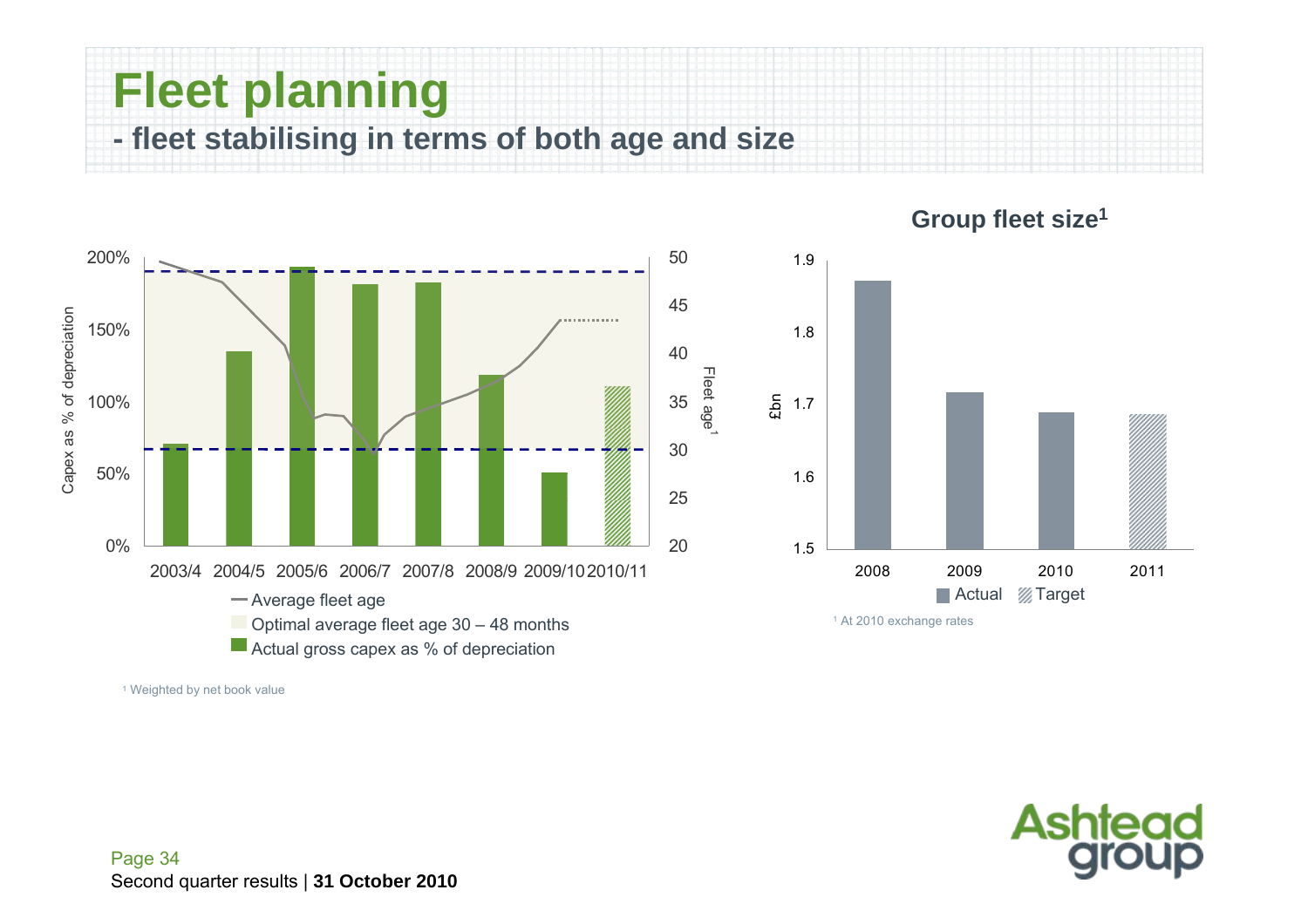# Fleet planning

## - fleet stabilising in terms of both age and size

Capex as % of depreciation

| | 2003/4 | 2004/5 | 2005/6 | 2006/7 | 2007/8 | 2008/9 | 2009/10 | 2010/11 |
|---|---|---|---|---|---|---|---|---|

— Average fleet age

Optimal average fleet age 30 – 48 months

Actual gross capex as % of depreciation

Fleet age[1]

**Group fleet size[1]**

£bn

| 2008 | 2009 | 2010 | 2011 |
|---|---|---|---|

Actual | Target

[1] At 2010 exchange rates

[1] Weighted by net book value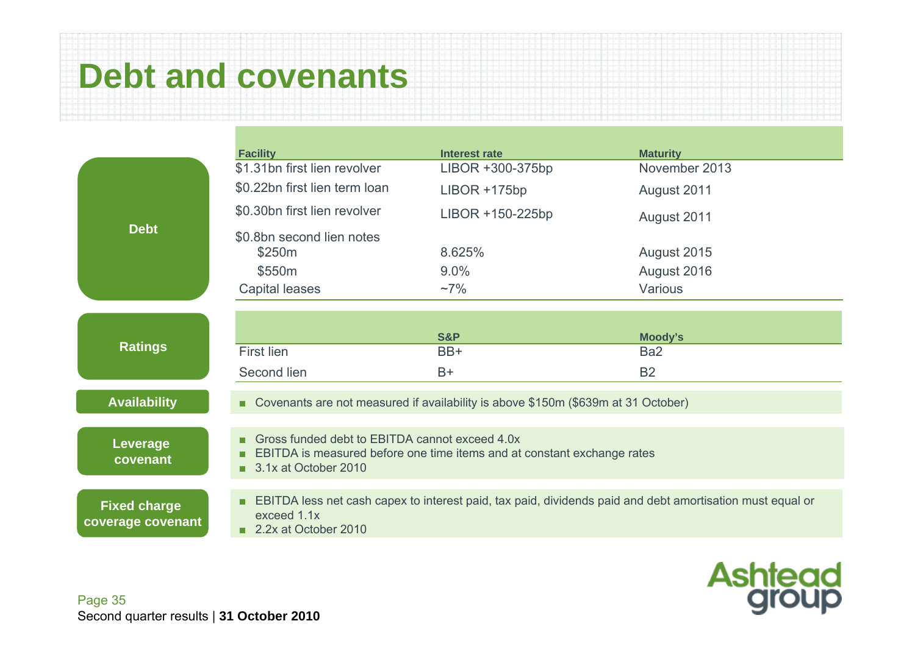# Debt and covenants

**Debt**

| Facility | Interest rate | Maturity |
|---|---|---|
| $1.31bn first lien revolver | LIBOR +300-375bp | November 2013 |
| $0.22bn first lien term loan | LIBOR +175bp | August 2011 |
| $0.30bn first lien revolver | LIBOR +150-225bp | August 2011 |
| $0.8bn second lien notes | | |
| $250m | 8.625% | August 2015 |
| $550m | 9.0% | August 2016 |
| Capital leases | ~7% | Various |

**Ratings**

| | S&P | Moody's |
|---|---|---|
| First lien | BB+ | Ba2 |
| Second lien | B+ | B2 |

**Availability**

- Covenants are not measured if availability is above $150m ($639m at 31 October)

**Leverage covenant**

- Gross funded debt to EBITDA cannot exceed 4.0x
- EBITDA is measured before one time items and at constant exchange rates
- 3.1x at October 2010

**Fixed charge coverage covenant**

- EBITDA less net cash capex to interest paid, tax paid, dividends paid and debt amortisation must equal or exceed 1.1x
- 2.2x at October 2010

Second quarter results | **31 October 2010**